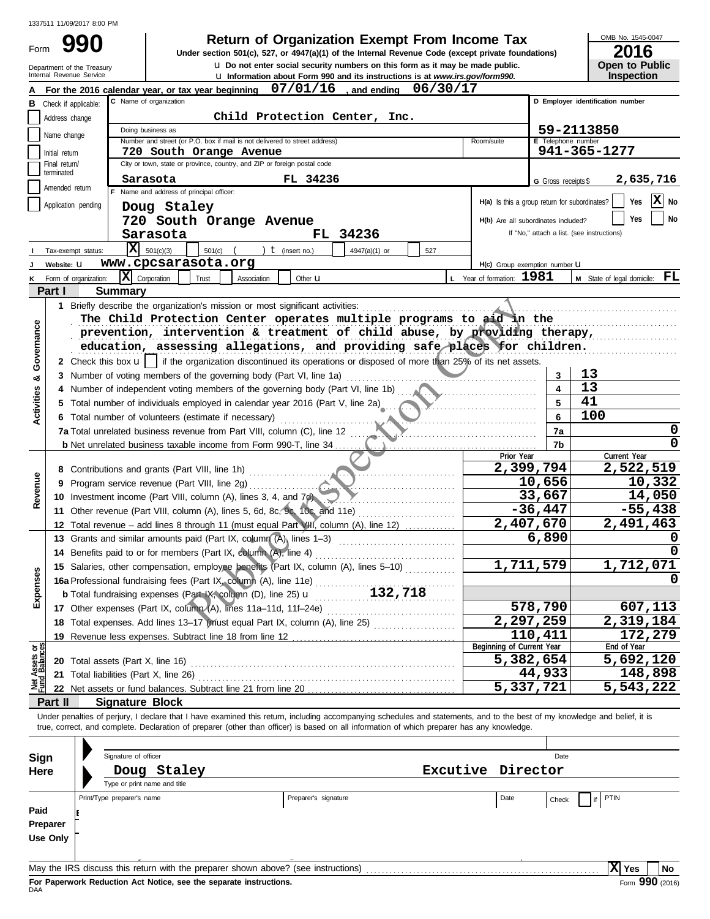1337511 11/09/2017 8:00 PM

Form **990**

# Return of Organization Exempt From Income Tax

**Under section 501(c), 527, or 4947(a)(1) of the Internal Revenue Code (except private foundations)**

u Do not enter social security numbers on this form as it may be made public.

u Information about Form 990 and its instructions is at *www.irs.gov/form990.*

Department of the Treasury
Internal Revenue Service

OMB No. 1545-0047

**2016**

**Open to Public Inspection**

**A** For the 2016 calendar year, or tax year beginning 07/01/16, and ending 06/30/17

**B** Check if applicable:
- Address change
- Name change
- Initial return
- Final return/terminated
- Amended return
- Application pending

**C** Name of organization: Child Protection Center, Inc.

Doing business as

Number and street (or P.O. box if mail is not delivered to street address): 720 South Orange Avenue — Room/suite

City or town, state or province, country, and ZIP or foreign postal code: Sarasota FL 34236

**D** Employer identification number: 59-2113850

**E** Telephone number: 941-365-1277

**G** Gross receipts $ 2,635,716

**F** Name and address of principal officer: Doug Staley, 720 South Orange Avenue, Sarasota FL 34236

H(a) Is this a group return for subordinates? Yes [ ] No [X]

H(b) Are all subordinates included? Yes [ ] No [ ]
If "No," attach a list. (see instructions)

**I** Tax-exempt status: [X] 501(c)(3) [ ] 501(c) ( ) t (insert no.) [ ] 4947(a)(1) or [ ] 527

**J** Website: u www.cpcsarasota.org

H(c) Group exemption number u

**K** Form of organization: [X] Corporation [ ] Trust [ ] Association [ ] Other u

**L** Year of formation: 1981

**M** State of legal domicile: FL

## Part I Summary

**Activities & Governance**

1 Briefly describe the organization's mission or most significant activities:
The Child Protection Center operates multiple programs to aid in the prevention, intervention & treatment of child abuse, by providing therapy, education, assessing allegations, and providing safe places for children.

2 Check this box u [ ] if the organization discontinued its operations or disposed of more than 25% of its net assets.

| | | |
|---|---|---|
| 3 Number of voting members of the governing body (Part VI, line 1a) | 3 | 13 |
| 4 Number of independent voting members of the governing body (Part VI, line 1b) | 4 | 13 |
| 5 Total number of individuals employed in calendar year 2016 (Part V, line 2a) | 5 | 41 |
| 6 Total number of volunteers (estimate if necessary) | 6 | 100 |
| 7a Total unrelated business revenue from Part VIII, column (C), line 12 | 7a | 0 |
| b Net unrelated business taxable income from Form 990-T, line 34 | 7b | 0 |

| | | Prior Year | Current Year |
|---|---|---|---|
| **Revenue** | 8 Contributions and grants (Part VIII, line 1h) | 2,399,794 | 2,522,519 |
| | 9 Program service revenue (Part VIII, line 2g) | 10,656 | 10,332 |
| | 10 Investment income (Part VIII, column (A), lines 3, 4, and 7d) | 33,667 | 14,050 |
| | 11 Other revenue (Part VIII, column (A), lines 5, 6d, 8c, 9c, 10c, and 11e) | -36,447 | -55,438 |
| | 12 Total revenue – add lines 8 through 11 (must equal Part VIII, column (A), line 12) | 2,407,670 | 2,491,463 |
| **Expenses** | 13 Grants and similar amounts paid (Part IX, column (A), lines 1–3) | 6,890 | 0 |
| | 14 Benefits paid to or for members (Part IX, column (A), line 4) | | 0 |
| | 15 Salaries, other compensation, employee benefits (Part IX, column (A), lines 5–10) | 1,711,579 | 1,712,071 |
| | 16a Professional fundraising fees (Part IX, column (A), line 11e) | | 0 |
| | b Total fundraising expenses (Part IX, column (D), line 25) u 132,718 | | |
| | 17 Other expenses (Part IX, column (A), lines 11a–11d, 11f–24e) | 578,790 | 607,113 |
| | 18 Total expenses. Add lines 13–17 (must equal Part IX, column (A), line 25) | 2,297,259 | 2,319,184 |
| | 19 Revenue less expenses. Subtract line 18 from line 12 | 110,411 | 172,279 |
| | | **Beginning of Current Year** | **End of Year** |
| **Net Assets or Fund Balances** | 20 Total assets (Part X, line 16) | 5,382,654 | 5,692,120 |
| | 21 Total liabilities (Part X, line 26) | 44,933 | 148,898 |
| | 22 Net assets or fund balances. Subtract line 21 from line 20 | 5,337,721 | 5,543,222 |

## Part II Signature Block

Under penalties of perjury, I declare that I have examined this return, including accompanying schedules and statements, and to the best of my knowledge and belief, it is true, correct, and complete. Declaration of preparer (other than officer) is based on all information of which preparer has any knowledge.

**Sign Here**

Signature of officer — Date

Doug Staley — Excutive Director

Type or print name and title

**Paid Preparer Use Only**

| Print/Type preparer's name | Preparer's signature | Date | Check [ ] if | PTIN |
|---|---|---|---|---|
| | | | | |

May the IRS discuss this return with the preparer shown above? (see instructions) [X] Yes [ ] No

**For Paperwork Reduction Act Notice, see the separate instructions.**

DAA

Form **990** (2016)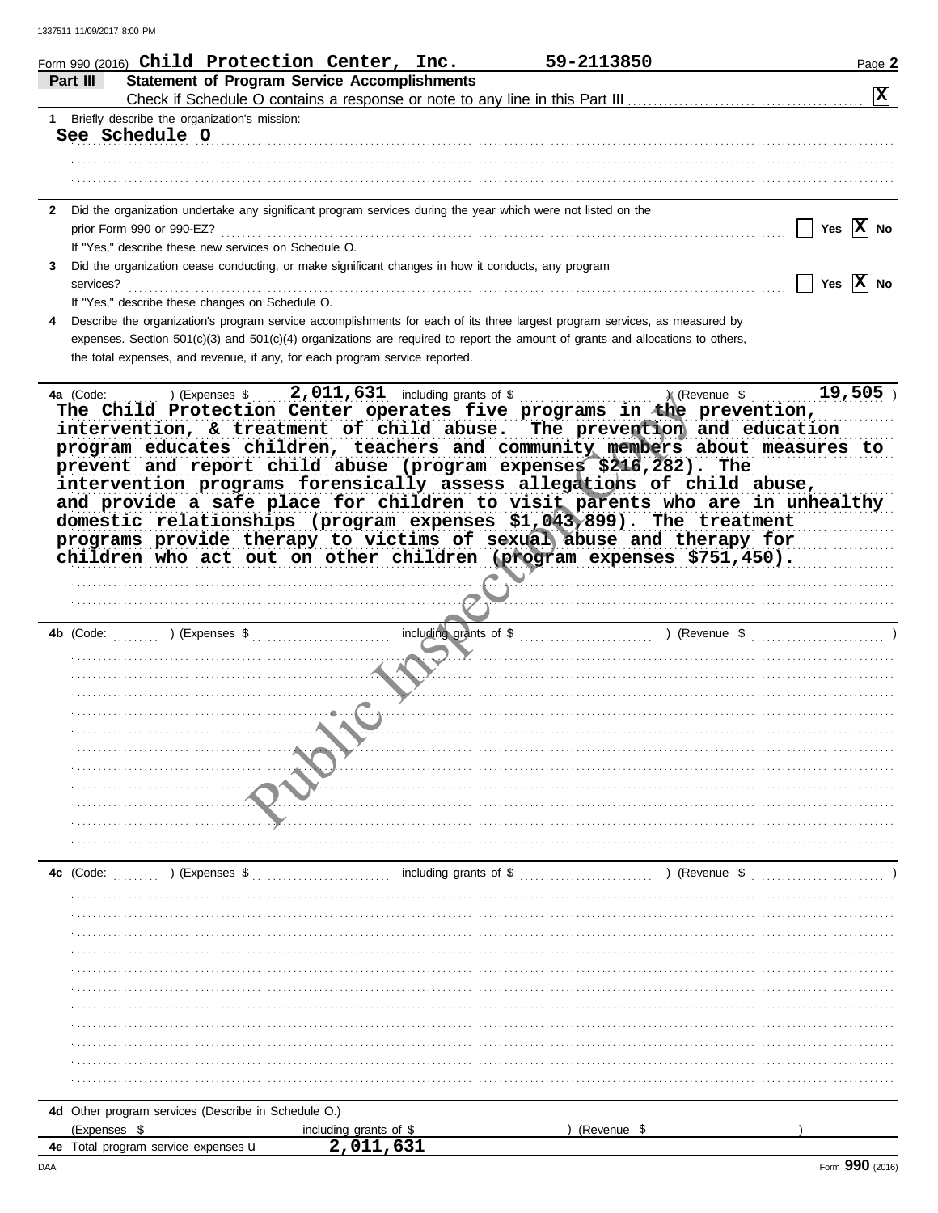Form 990 (2016) **Child Protection Center, Inc.** **59-2113850** Page 2

## Part III Statement of Program Service Accomplishments

Check if Schedule O contains a response or note to any line in this Part III ........ [X]

**1** Briefly describe the organization's mission:

**See Schedule O**

**2** Did the organization undertake any significant program services during the year which were not listed on the prior Form 990 or 990-EZ? ........ [ ] Yes [X] No

If "Yes," describe these new services on Schedule O.

**3** Did the organization cease conducting, or make significant changes in how it conducts, any program services? ........ [ ] Yes [X] No

If "Yes," describe these changes on Schedule O.

**4** Describe the organization's program service accomplishments for each of its three largest program services, as measured by expenses. Section 501(c)(3) and 501(c)(4) organizations are required to report the amount of grants and allocations to others, the total expenses, and revenue, if any, for each program service reported.

**4a** (Code: ) (Expenses $ **2,011,631** including grants of $ ) (Revenue $ **19,505** )

**The Child Protection Center operates five programs in the prevention, intervention, & treatment of child abuse. The prevention and education program educates children, teachers and community members about measures to prevent and report child abuse (program expenses $216,282). The intervention programs forensically assess allegations of child abuse, and provide a safe place for children to visit parents who are in unhealthy domestic relationships (program expenses $1,043,899). The treatment programs provide therapy to victims of sexual abuse and therapy for children who act out on other children (program expenses $751,450).**

**4b** (Code: ) (Expenses $ including grants of $ ) (Revenue $ )

**4c** (Code: ) (Expenses $ including grants of $ ) (Revenue $ )

**4d** Other program services (Describe in Schedule O.)

(Expenses $ including grants of $ ) (Revenue $ )

**4e** Total program service expenses ▶ **2,011,631**

Form **990** (2016)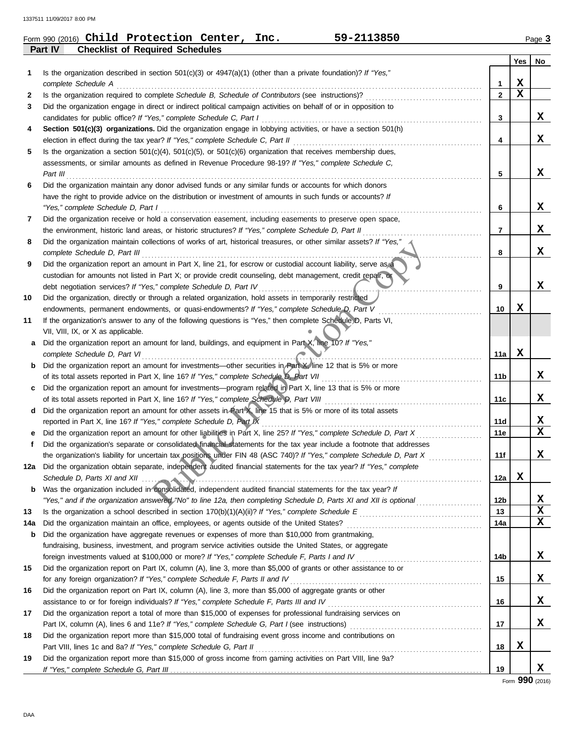Form 990 (2016) **Child Protection Center, Inc.** **59-2113850**

**Part IV Checklist of Required Schedules**

| | | | Yes | No |
|---|---|---|---|---|
| **1** | Is the organization described in section 501(c)(3) or 4947(a)(1) (other than a private foundation)? *If "Yes," complete Schedule A* | **1** | X | |
| **2** | Is the organization required to complete *Schedule B, Schedule of Contributors* (see instructions)? | **2** | X | |
| **3** | Did the organization engage in direct or indirect political campaign activities on behalf of or in opposition to candidates for public office? *If "Yes," complete Schedule C, Part I* | **3** | | X |
| **4** | **Section 501(c)(3) organizations.** Did the organization engage in lobbying activities, or have a section 501(h) election in effect during the tax year? *If "Yes," complete Schedule C, Part II* | **4** | | X |
| **5** | Is the organization a section 501(c)(4), 501(c)(5), or 501(c)(6) organization that receives membership dues, assessments, or similar amounts as defined in Revenue Procedure 98-19? *If "Yes," complete Schedule C, Part III* | **5** | | X |
| **6** | Did the organization maintain any donor advised funds or any similar funds or accounts for which donors have the right to provide advice on the distribution or investment of amounts in such funds or accounts? *If "Yes," complete Schedule D, Part I* | **6** | | X |
| **7** | Did the organization receive or hold a conservation easement, including easements to preserve open space, the environment, historic land areas, or historic structures? *If "Yes," complete Schedule D, Part II* | **7** | | X |
| **8** | Did the organization maintain collections of works of art, historical treasures, or other similar assets? *If "Yes," complete Schedule D, Part III* | **8** | | X |
| **9** | Did the organization report an amount in Part X, line 21, for escrow or custodial account liability, serve as a custodian for amounts not listed in Part X; or provide credit counseling, debt management, credit repair, or debt negotiation services? *If "Yes," complete Schedule D, Part IV* | **9** | | X |
| **10** | Did the organization, directly or through a related organization, hold assets in temporarily restricted endowments, permanent endowments, or quasi-endowments? *If "Yes," complete Schedule D, Part V* | **10** | X | |
| **11** | If the organization's answer to any of the following questions is "Yes," then complete Schedule D, Parts VI, VII, VIII, IX, or X as applicable. | | | |
| **a** | Did the organization report an amount for land, buildings, and equipment in Part X, line 10? *If "Yes," complete Schedule D, Part VI* | **11a** | X | |
| **b** | Did the organization report an amount for investments—other securities in Part X, line 12 that is 5% or more of its total assets reported in Part X, line 16? *If "Yes," complete Schedule D, Part VII* | **11b** | | X |
| **c** | Did the organization report an amount for investments—program related in Part X, line 13 that is 5% or more of its total assets reported in Part X, line 16? *If "Yes," complete Schedule D, Part VIII* | **11c** | | X |
| **d** | Did the organization report an amount for other assets in Part X, line 15 that is 5% or more of its total assets reported in Part X, line 16? *If "Yes," complete Schedule D, Part IX* | **11d** | | X |
| **e** | Did the organization report an amount for other liabilities in Part X, line 25? *If "Yes," complete Schedule D, Part X* | **11e** | | X |
| **f** | Did the organization's separate or consolidated financial statements for the tax year include a footnote that addresses the organization's liability for uncertain tax positions under FIN 48 (ASC 740)? *If "Yes," complete Schedule D, Part X* | **11f** | | X |
| **12a** | Did the organization obtain separate, independent audited financial statements for the tax year? *If "Yes," complete Schedule D, Parts XI and XII* | **12a** | X | |
| **b** | Was the organization included in consolidated, independent audited financial statements for the tax year? *If "Yes," and if the organization answered "No" to line 12a, then completing Schedule D, Parts XI and XII is optional* | **12b** | | X |
| **13** | Is the organization a school described in section 170(b)(1)(A)(ii)? *If "Yes," complete Schedule E* | **13** | | X |
| **14a** | Did the organization maintain an office, employees, or agents outside of the United States? | **14a** | | X |
| **b** | Did the organization have aggregate revenues or expenses of more than $10,000 from grantmaking, fundraising, business, investment, and program service activities outside the United States, or aggregate foreign investments valued at $100,000 or more? *If "Yes," complete Schedule F, Parts I and IV* | **14b** | | X |
| **15** | Did the organization report on Part IX, column (A), line 3, more than $5,000 of grants or other assistance to or for any foreign organization? *If "Yes," complete Schedule F, Parts II and IV* | **15** | | X |
| **16** | Did the organization report on Part IX, column (A), line 3, more than $5,000 of aggregate grants or other assistance to or for foreign individuals? *If "Yes," complete Schedule F, Parts III and IV* | **16** | | X |
| **17** | Did the organization report a total of more than $15,000 of expenses for professional fundraising services on Part IX, column (A), lines 6 and 11e? *If "Yes," complete Schedule G, Part I* (see instructions) | **17** | | X |
| **18** | Did the organization report more than $15,000 total of fundraising event gross income and contributions on Part VIII, lines 1c and 8a? *If "Yes," complete Schedule G, Part II* | **18** | X | |
| **19** | Did the organization report more than $15,000 of gross income from gaming activities on Part VIII, line 9a? *If "Yes," complete Schedule G, Part III* | **19** | | X |

Form **990** (2016)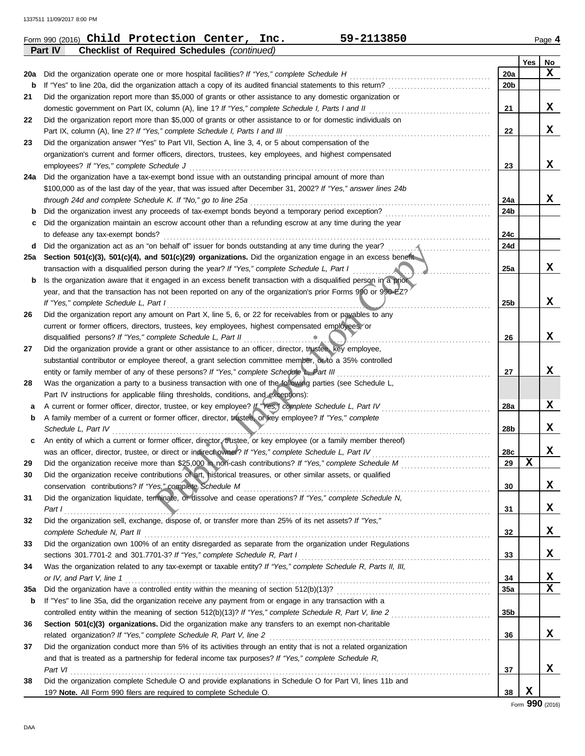Form 990 (2016) **Child Protection Center, Inc.** **59-2113850** Page **4**

**Part IV** **Checklist of Required Schedules** *(continued)*

| | | | Yes | No |
|---|---|---|---|---|
| **20a** | Did the organization operate one or more hospital facilities? *If "Yes," complete Schedule H* | **20a** | | X |
| **b** | If "Yes" to line 20a, did the organization attach a copy of its audited financial statements to this return? | **20b** | | |
| **21** | Did the organization report more than $5,000 of grants or other assistance to any domestic organization or domestic government on Part IX, column (A), line 1? *If "Yes," complete Schedule I, Parts I and II* | **21** | | X |
| **22** | Did the organization report more than $5,000 of grants or other assistance to or for domestic individuals on Part IX, column (A), line 2? *If "Yes," complete Schedule I, Parts I and III* | **22** | | X |
| **23** | Did the organization answer "Yes" to Part VII, Section A, line 3, 4, or 5 about compensation of the organization's current and former officers, directors, trustees, key employees, and highest compensated employees? *If "Yes," complete Schedule J* | **23** | | X |
| **24a** | Did the organization have a tax-exempt bond issue with an outstanding principal amount of more than $100,000 as of the last day of the year, that was issued after December 31, 2002? *If "Yes," answer lines 24b through 24d and complete Schedule K. If "No," go to line 25a* | **24a** | | X |
| **b** | Did the organization invest any proceeds of tax-exempt bonds beyond a temporary period exception? | **24b** | | |
| **c** | Did the organization maintain an escrow account other than a refunding escrow at any time during the year to defease any tax-exempt bonds? | **24c** | | |
| **d** | Did the organization act as an "on behalf of" issuer for bonds outstanding at any time during the year? | **24d** | | |
| **25a** | **Section 501(c)(3), 501(c)(4), and 501(c)(29) organizations.** Did the organization engage in an excess benefit transaction with a disqualified person during the year? *If "Yes," complete Schedule L, Part I* | **25a** | | X |
| **b** | Is the organization aware that it engaged in an excess benefit transaction with a disqualified person in a prior year, and that the transaction has not been reported on any of the organization's prior Forms 990 or 990-EZ? *If "Yes," complete Schedule L, Part I* | **25b** | | X |
| **26** | Did the organization report any amount on Part X, line 5, 6, or 22 for receivables from or payables to any current or former officers, directors, trustees, key employees, highest compensated employees, or disqualified persons? *If "Yes," complete Schedule L, Part II* | **26** | | X |
| **27** | Did the organization provide a grant or other assistance to an officer, director, trustee, key employee, substantial contributor or employee thereof, a grant selection committee member, or to a 35% controlled entity or family member of any of these persons? *If "Yes," complete Schedule L, Part III* | **27** | | X |
| **28** | Was the organization a party to a business transaction with one of the following parties (see Schedule L, Part IV instructions for applicable filing thresholds, conditions, and exceptions): | | | |
| **a** | A current or former officer, director, trustee, or key employee? *If "Yes," complete Schedule L, Part IV* | **28a** | | X |
| **b** | A family member of a current or former officer, director, trustee, or key employee? *If "Yes," complete Schedule L, Part IV* | **28b** | | X |
| **c** | An entity of which a current or former officer, director, trustee, or key employee (or a family member thereof) was an officer, director, trustee, or direct or indirect owner? *If "Yes," complete Schedule L, Part IV* | **28c** | | X |
| **29** | Did the organization receive more than $25,000 in non-cash contributions? *If "Yes," complete Schedule M* | **29** | X | |
| **30** | Did the organization receive contributions of art, historical treasures, or other similar assets, or qualified conservation contributions? *If "Yes," complete Schedule M* | **30** | | X |
| **31** | Did the organization liquidate, terminate, or dissolve and cease operations? *If "Yes," complete Schedule N, Part I* | **31** | | X |
| **32** | Did the organization sell, exchange, dispose of, or transfer more than 25% of its net assets? *If "Yes," complete Schedule N, Part II* | **32** | | X |
| **33** | Did the organization own 100% of an entity disregarded as separate from the organization under Regulations sections 301.7701-2 and 301.7701-3? *If "Yes," complete Schedule R, Part I* | **33** | | X |
| **34** | Was the organization related to any tax-exempt or taxable entity? *If "Yes," complete Schedule R, Parts II, III, or IV, and Part V, line 1* | **34** | | X |
| **35a** | Did the organization have a controlled entity within the meaning of section 512(b)(13)? | **35a** | | X |
| **b** | If "Yes" to line 35a, did the organization receive any payment from or engage in any transaction with a controlled entity within the meaning of section 512(b)(13)? *If "Yes," complete Schedule R, Part V, line 2* | **35b** | | |
| **36** | **Section 501(c)(3) organizations.** Did the organization make any transfers to an exempt non-charitable related organization? *If "Yes," complete Schedule R, Part V, line 2* | **36** | | X |
| **37** | Did the organization conduct more than 5% of its activities through an entity that is not a related organization and that is treated as a partnership for federal income tax purposes? *If "Yes," complete Schedule R, Part VI* | **37** | | X |
| **38** | Did the organization complete Schedule O and provide explanations in Schedule O for Part VI, lines 11b and 19? **Note.** All Form 990 filers are required to complete Schedule O. | **38** | X | |

Form **990** (2016)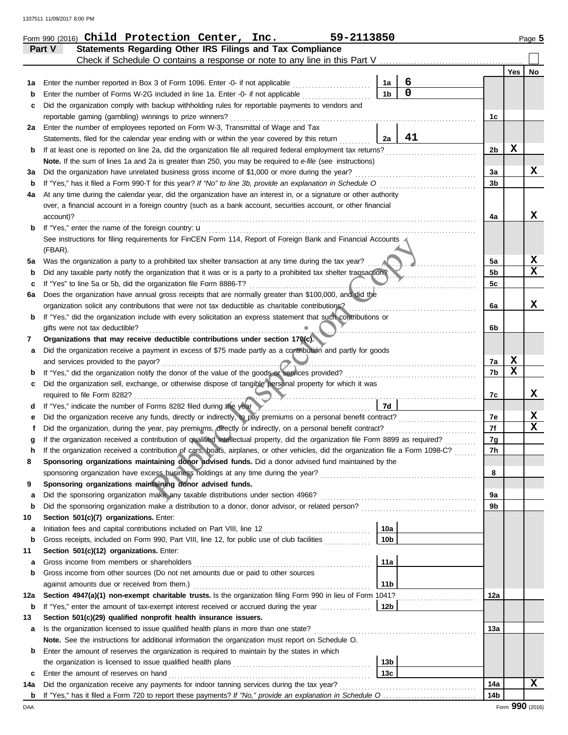Form 990 (2016) **Child Protection Center, Inc.** **59-2113850** Page **5**

## Part V Statements Regarding Other IRS Filings and Tax Compliance

Check if Schedule O contains a response or note to any line in this Part V ☐

| | | | | | Yes | No |
|---|---|---|---|---|---|---|
| 1a | Enter the number reported in Box 3 of Form 1096. Enter -0- if not applicable | 1a | 6 | | | |
| b | Enter the number of Forms W-2G included in line 1a. Enter -0- if not applicable | 1b | 0 | | | |
| c | Did the organization comply with backup withholding rules for reportable payments to vendors and reportable gaming (gambling) winnings to prize winners? | | | 1c | | |
| 2a | Enter the number of employees reported on Form W-3, Transmittal of Wage and Tax Statements, filed for the calendar year ending with or within the year covered by this return | 2a | 41 | | | |
| b | If at least one is reported on line 2a, did the organization file all required federal employment tax returns? | | | 2b | X | |
| | **Note.** If the sum of lines 1a and 2a is greater than 250, you may be required to *e-file* (see instructions) | | | | | |
| 3a | Did the organization have unrelated business gross income of $1,000 or more during the year? | | | 3a | | X |
| b | If "Yes," has it filed a Form 990-T for this year? *If "No" to line 3b, provide an explanation in Schedule O* | | | 3b | | |
| 4a | At any time during the calendar year, did the organization have an interest in, or a signature or other authority over, a financial account in a foreign country (such as a bank account, securities account, or other financial account)? | | | 4a | | X |
| b | If "Yes," enter the name of the foreign country: u | | | | | |
| | See instructions for filing requirements for FinCEN Form 114, Report of Foreign Bank and Financial Accounts (FBAR). | | | | | |
| 5a | Was the organization a party to a prohibited tax shelter transaction at any time during the tax year? | | | 5a | | X |
| b | Did any taxable party notify the organization that it was or is a party to a prohibited tax shelter transaction? | | | 5b | | X |
| c | If "Yes" to line 5a or 5b, did the organization file Form 8886-T? | | | 5c | | |
| 6a | Does the organization have annual gross receipts that are normally greater than $100,000, and did the organization solicit any contributions that were not tax deductible as charitable contributions? | | | 6a | | X |
| b | If "Yes," did the organization include with every solicitation an express statement that such contributions or gifts were not tax deductible? | | | 6b | | |
| 7 | **Organizations that may receive deductible contributions under section 170(c).** | | | | | |
| a | Did the organization receive a payment in excess of $75 made partly as a contribution and partly for goods and services provided to the payor? | | | 7a | X | |
| b | If "Yes," did the organization notify the donor of the value of the goods or services provided? | | | 7b | X | |
| c | Did the organization sell, exchange, or otherwise dispose of tangible personal property for which it was required to file Form 8282? | | | 7c | | X |
| d | If "Yes," indicate the number of Forms 8282 filed during the year | 7d | | | | |
| e | Did the organization receive any funds, directly or indirectly, to pay premiums on a personal benefit contract? | | | 7e | | X |
| f | Did the organization, during the year, pay premiums, directly or indirectly, on a personal benefit contract? | | | 7f | | X |
| g | If the organization received a contribution of qualified intellectual property, did the organization file Form 8899 as required? | | | 7g | | |
| h | If the organization received a contribution of cars, boats, airplanes, or other vehicles, did the organization file a Form 1098-C? | | | 7h | | |
| 8 | **Sponsoring organizations maintaining donor advised funds.** Did a donor advised fund maintained by the sponsoring organization have excess business holdings at any time during the year? | | | 8 | | |
| 9 | **Sponsoring organizations maintaining donor advised funds.** | | | | | |
| a | Did the sponsoring organization make any taxable distributions under section 4966? | | | 9a | | |
| b | Did the sponsoring organization make a distribution to a donor, donor advisor, or related person? | | | 9b | | |
| 10 | **Section 501(c)(7) organizations.** Enter: | | | | | |
| a | Initiation fees and capital contributions included on Part VIII, line 12 | 10a | | | | |
| b | Gross receipts, included on Form 990, Part VIII, line 12, for public use of club facilities | 10b | | | | |
| 11 | **Section 501(c)(12) organizations.** Enter: | | | | | |
| a | Gross income from members or shareholders | 11a | | | | |
| b | Gross income from other sources (Do not net amounts due or paid to other sources against amounts due or received from them.) | 11b | | | | |
| 12a | **Section 4947(a)(1) non-exempt charitable trusts.** Is the organization filing Form 990 in lieu of Form 1041? | | | 12a | | |
| b | If "Yes," enter the amount of tax-exempt interest received or accrued during the year | 12b | | | | |
| 13 | **Section 501(c)(29) qualified nonprofit health insurance issuers.** | | | | | |
| a | Is the organization licensed to issue qualified health plans in more than one state? | | | 13a | | |
| | **Note.** See the instructions for additional information the organization must report on Schedule O. | | | | | |
| b | Enter the amount of reserves the organization is required to maintain by the states in which the organization is licensed to issue qualified health plans | 13b | | | | |
| c | Enter the amount of reserves on hand | 13c | | | | |
| 14a | Did the organization receive any payments for indoor tanning services during the tax year? | | | 14a | | X |
| b | If "Yes," has it filed a Form 720 to report these payments? *If "No," provide an explanation in Schedule O* | | | 14b | | |

Form **990** (2016)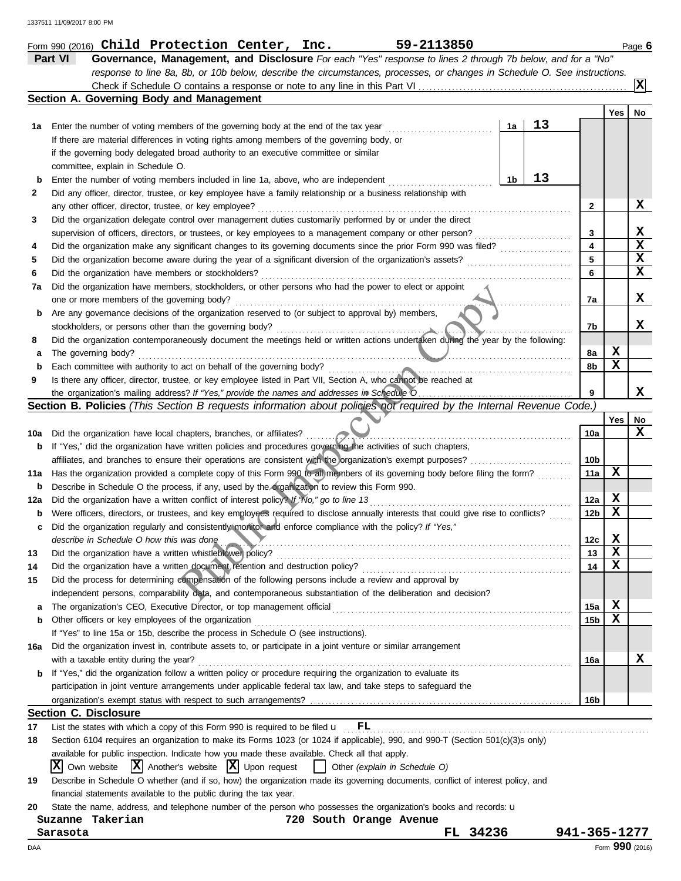Form 990 (2016) **Child Protection Center, Inc.** **59-2113850** Page **6**

## Part VI Governance, Management, and Disclosure

*For each "Yes" response to lines 2 through 7b below, and for a "No" response to line 8a, 8b, or 10b below, describe the circumstances, processes, or changes in Schedule O. See instructions.*

Check if Schedule O contains a response or note to any line in this Part VI ... [X]

### Section A. Governing Body and Management

| | | | Yes | No |
|---|---|---|---|---|
| **1a** | Enter the number of voting members of the governing body at the end of the tax year ... **1a** 13. If there are material differences in voting rights among members of the governing body, or if the governing body delegated broad authority to an executive committee or similar committee, explain in Schedule O. | | | |
| **b** | Enter the number of voting members included in line 1a, above, who are independent ... **1b** 13 | | | |
| **2** | Did any officer, director, trustee, or key employee have a family relationship or a business relationship with any other officer, director, trustee, or key employee? | 2 | | X |
| **3** | Did the organization delegate control over management duties customarily performed by or under the direct supervision of officers, directors, or trustees, or key employees to a management company or other person? | 3 | | X |
| **4** | Did the organization make any significant changes to its governing documents since the prior Form 990 was filed? | 4 | | X |
| **5** | Did the organization become aware during the year of a significant diversion of the organization's assets? | 5 | | X |
| **6** | Did the organization have members or stockholders? | 6 | | X |
| **7a** | Did the organization have members, stockholders, or other persons who had the power to elect or appoint one or more members of the governing body? | 7a | | X |
| **b** | Are any governance decisions of the organization reserved to (or subject to approval by) members, stockholders, or persons other than the governing body? | 7b | | X |
| **8** | Did the organization contemporaneously document the meetings held or written actions undertaken during the year by the following: | | | |
| **a** | The governing body? | 8a | X | |
| **b** | Each committee with authority to act on behalf of the governing body? | 8b | X | |
| **9** | Is there any officer, director, trustee, or key employee listed in Part VII, Section A, who cannot be reached at the organization's mailing address? *If "Yes," provide the names and addresses in Schedule O* | 9 | | X |

### Section B. Policies *(This Section B requests information about policies not required by the Internal Revenue Code.)*

| | | | Yes | No |
|---|---|---|---|---|
| **10a** | Did the organization have local chapters, branches, or affiliates? | 10a | | X |
| **b** | If "Yes," did the organization have written policies and procedures governing the activities of such chapters, affiliates, and branches to ensure their operations are consistent with the organization's exempt purposes? | 10b | | |
| **11a** | Has the organization provided a complete copy of this Form 990 to all members of its governing body before filing the form? | 11a | X | |
| **b** | Describe in Schedule O the process, if any, used by the organization to review this Form 990. | | | |
| **12a** | Did the organization have a written conflict of interest policy? *If "No," go to line 13* | 12a | X | |
| **b** | Were officers, directors, or trustees, and key employees required to disclose annually interests that could give rise to conflicts? | 12b | X | |
| **c** | Did the organization regularly and consistently monitor and enforce compliance with the policy? *If "Yes," describe in Schedule O how this was done* | 12c | X | |
| **13** | Did the organization have a written whistleblower policy? | 13 | X | |
| **14** | Did the organization have a written document retention and destruction policy? | 14 | X | |
| **15** | Did the process for determining compensation of the following persons include a review and approval by independent persons, comparability data, and contemporaneous substantiation of the deliberation and decision? | | | |
| **a** | The organization's CEO, Executive Director, or top management official | 15a | X | |
| **b** | Other officers or key employees of the organization | 15b | X | |
| | If "Yes" to line 15a or 15b, describe the process in Schedule O (see instructions). | | | |
| **16a** | Did the organization invest in, contribute assets to, or participate in a joint venture or similar arrangement with a taxable entity during the year? | 16a | | X |
| **b** | If "Yes," did the organization follow a written policy or procedure requiring the organization to evaluate its participation in joint venture arrangements under applicable federal tax law, and take steps to safeguard the organization's exempt status with respect to such arrangements? | 16b | | |

### Section C. Disclosure

**17** List the states with which a copy of this Form 990 is required to be filed u **FL**

**18** Section 6104 requires an organization to make its Forms 1023 (or 1024 if applicable), 990, and 990-T (Section 501(c)(3)s only) available for public inspection. Indicate how you made these available. Check all that apply.

[X] Own website [X] Another's website [X] Upon request [ ] Other *(explain in Schedule O)*

**19** Describe in Schedule O whether (and if so, how) the organization made its governing documents, conflict of interest policy, and financial statements available to the public during the tax year.

**20** State the name, address, and telephone number of the person who possesses the organization's books and records: u

Suzanne Takerian
720 South Orange Avenue
Sarasota FL 34236 941-365-1277

Form **990** (2016)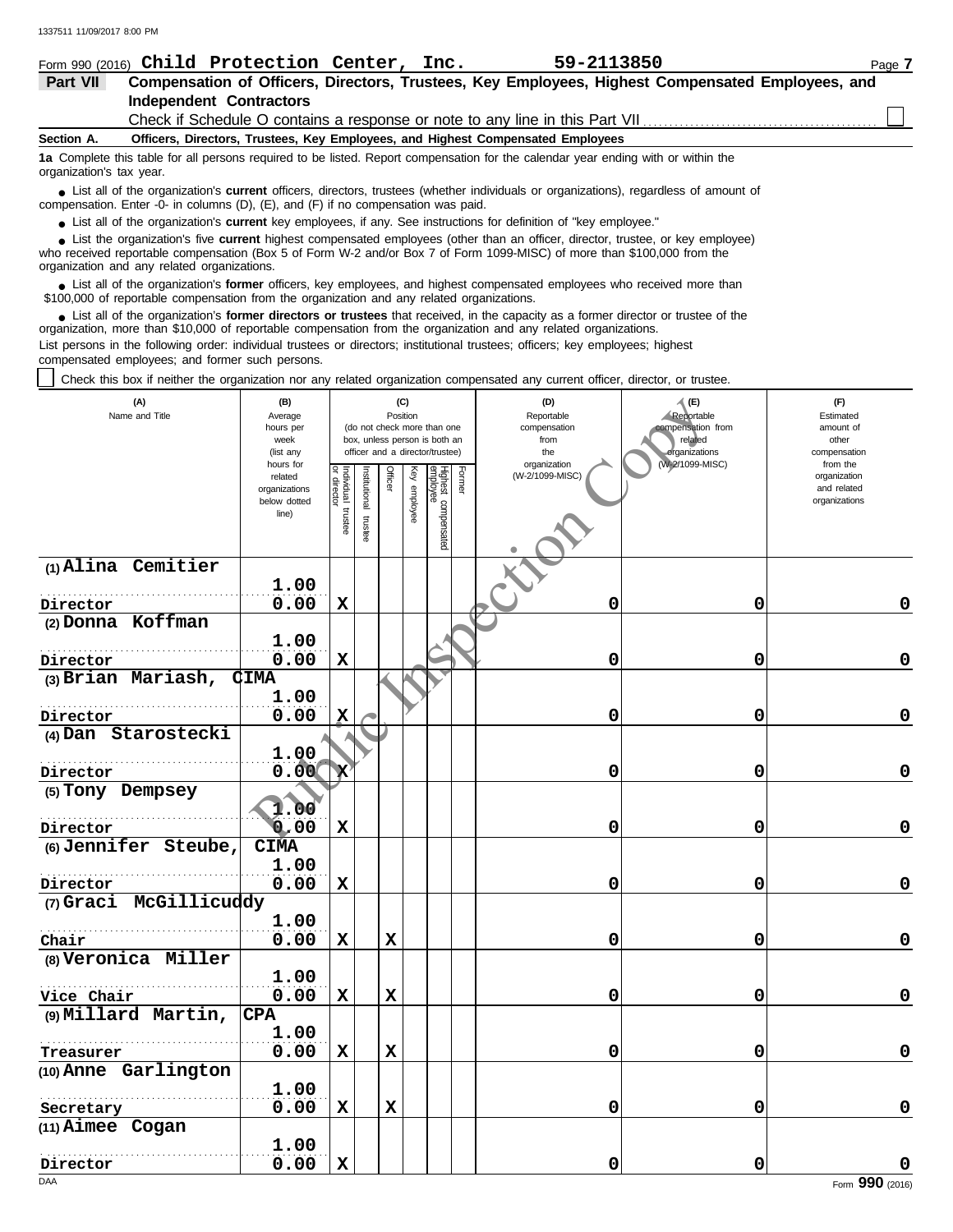Form 990 (2016) **Child Protection Center, Inc.** **59-2113850**

**Part VII — Compensation of Officers, Directors, Trustees, Key Employees, Highest Compensated Employees, and Independent Contractors**

Check if Schedule O contains a response or note to any line in this Part VII ☐

**Section A. Officers, Directors, Trustees, Key Employees, and Highest Compensated Employees**

**1a** Complete this table for all persons required to be listed. Report compensation for the calendar year ending with or within the organization's tax year.

- List all of the organization's **current** officers, directors, trustees (whether individuals or organizations), regardless of amount of compensation. Enter -0- in columns (D), (E), and (F) if no compensation was paid.
- List all of the organization's **current** key employees, if any. See instructions for definition of "key employee."
- List the organization's five **current** highest compensated employees (other than an officer, director, trustee, or key employee) who received reportable compensation (Box 5 of Form W-2 and/or Box 7 of Form 1099-MISC) of more than $100,000 from the organization and any related organizations.
- List all of the organization's **former** officers, key employees, and highest compensated employees who received more than $100,000 of reportable compensation from the organization and any related organizations.
- List all of the organization's **former directors or trustees** that received, in the capacity as a former director or trustee of the organization, more than $10,000 of reportable compensation from the organization and any related organizations.

List persons in the following order: individual trustees or directors; institutional trustees; officers; key employees; highest compensated employees; and former such persons.

☐ Check this box if neither the organization nor any related organization compensated any current officer, director, or trustee.

| (A) Name and Title | (B) Average hours per week (list any hours for related organizations below dotted line) | (C) Position: Individual trustee or director | Institutional trustee | Officer | Key employee | Highest compensated employee | Former | (D) Reportable compensation from the organization (W-2/1099-MISC) | (E) Reportable compensation from related organizations (W-2/1099-MISC) | (F) Estimated amount of other compensation from the organization and related organizations |
|---|---|---|---|---|---|---|---|---|---|---|
| (1) Alina Cemitier<br>Director | 1.00<br>0.00 | X | | | | | | 0 | 0 | 0 |
| (2) Donna Koffman<br>Director | 1.00<br>0.00 | X | | | | | | 0 | 0 | 0 |
| (3) Brian Mariash, CIMA<br>Director | 1.00<br>0.00 | X | | | | | | 0 | 0 | 0 |
| (4) Dan Starostecki<br>Director | 1.00<br>0.00 | X | | | | | | 0 | 0 | 0 |
| (5) Tony Dempsey<br>Director | 1.00<br>0.00 | X | | | | | | 0 | 0 | 0 |
| (6) Jennifer Steube, CIMA<br>Director | 1.00<br>0.00 | X | | | | | | 0 | 0 | 0 |
| (7) Graci McGillicuddy<br>Chair | 1.00<br>0.00 | X | | X | | | | 0 | 0 | 0 |
| (8) Veronica Miller<br>Vice Chair | 1.00<br>0.00 | X | | X | | | | 0 | 0 | 0 |
| (9) Millard Martin, CPA<br>Treasurer | 1.00<br>0.00 | X | | X | | | | 0 | 0 | 0 |
| (10) Anne Garlington<br>Secretary | 1.00<br>0.00 | X | | X | | | | 0 | 0 | 0 |
| (11) Aimee Cogan<br>Director | 1.00<br>0.00 | X | | | | | | 0 | 0 | 0 |

Form **990** (2016)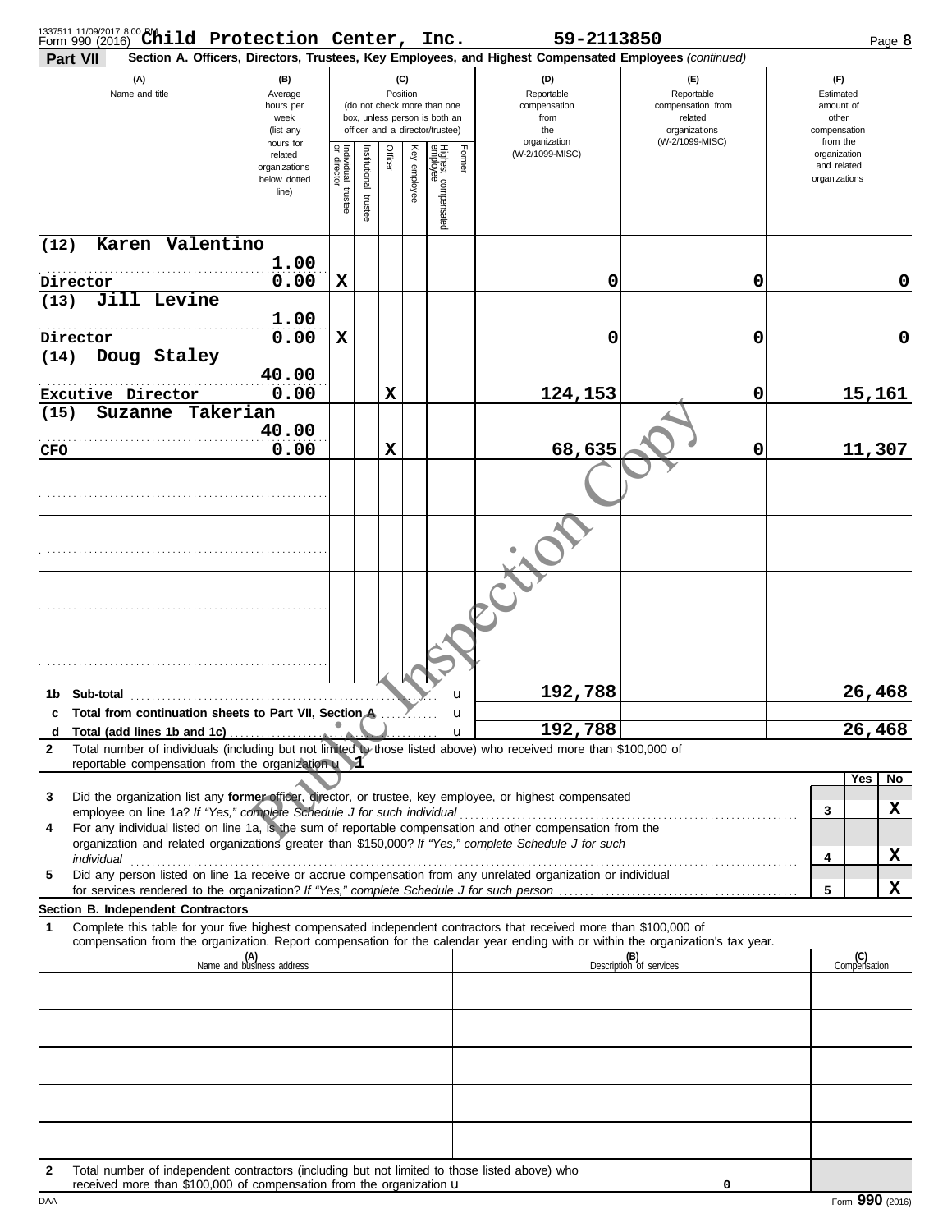1337511 11/09/2017 8:00 PM

Form 990 (2016) **Child Protection Center, Inc.** **59-2113850** Page **8**

**Part VII** **Section A. Officers, Directors, Trustees, Key Employees, and Highest Compensated Employees** *(continued)*

| (A) Name and title | (B) Average hours per week (list any hours for related organizations below dotted line) | (C) Position: Individual trustee or director | Institutional trustee | Officer | Key employee | Highest compensated employee | Former | (D) Reportable compensation from the organization (W-2/1099-MISC) | (E) Reportable compensation from related organizations (W-2/1099-MISC) | (F) Estimated amount of other compensation from the organization and related organizations |
|---|---|---|---|---|---|---|---|---|---|---|
| (12) Karen Valentino<br>Director | 1.00<br>0.00 | X | | | | | | 0 | 0 | 0 |
| (13) Jill Levine<br>Director | 1.00<br>0.00 | X | | | | | | 0 | 0 | 0 |
| (14) Doug Staley<br>Excutive Director | 40.00<br>0.00 | | | X | | | | 124,153 | 0 | 15,161 |
| (15) Suzanne Takerian<br>CFO | 40.00<br>0.00 | | | X | | | | 68,635 | 0 | 11,307 |
| | | | | | | | | | | |
| | | | | | | | | | | |
| | | | | | | | | | | |
| | | | | | | | | | | |

| | | | |
|---|---|---|---|
| **1b Sub-total** u | 192,788 | | 26,468 |
| **c Total from continuation sheets to Part VII, Section A** u | | | |
| **d Total (add lines 1b and 1c)** u | 192,788 | | 26,468 |

**2** Total number of individuals (including but not limited to those listed above) who received more than $100,000 of reportable compensation from the organization u **1**

| | | | Yes | No |
|---|---|---|---|---|
| **3** | Did the organization list any **former** officer, director, or trustee, key employee, or highest compensated employee on line 1a? *If "Yes," complete Schedule J for such individual* | 3 | | X |
| **4** | For any individual listed on line 1a, is the sum of reportable compensation and other compensation from the organization and related organizations greater than $150,000? *If "Yes," complete Schedule J for such individual* | 4 | | X |
| **5** | Did any person listed on line 1a receive or accrue compensation from any unrelated organization or individual for services rendered to the organization? *If "Yes," complete Schedule J for such person* | 5 | | X |

**Section B. Independent Contractors**

**1** Complete this table for your five highest compensated independent contractors that received more than $100,000 of compensation from the organization. Report compensation for the calendar year ending with or within the organization's tax year.

| (A) Name and business address | (B) Description of services | (C) Compensation |
|---|---|---|
| | | |
| | | |
| | | |
| | | |
| | | |

**2** Total number of independent contractors (including but not limited to those listed above) who received more than $100,000 of compensation from the organization u **0**

Form **990** (2016)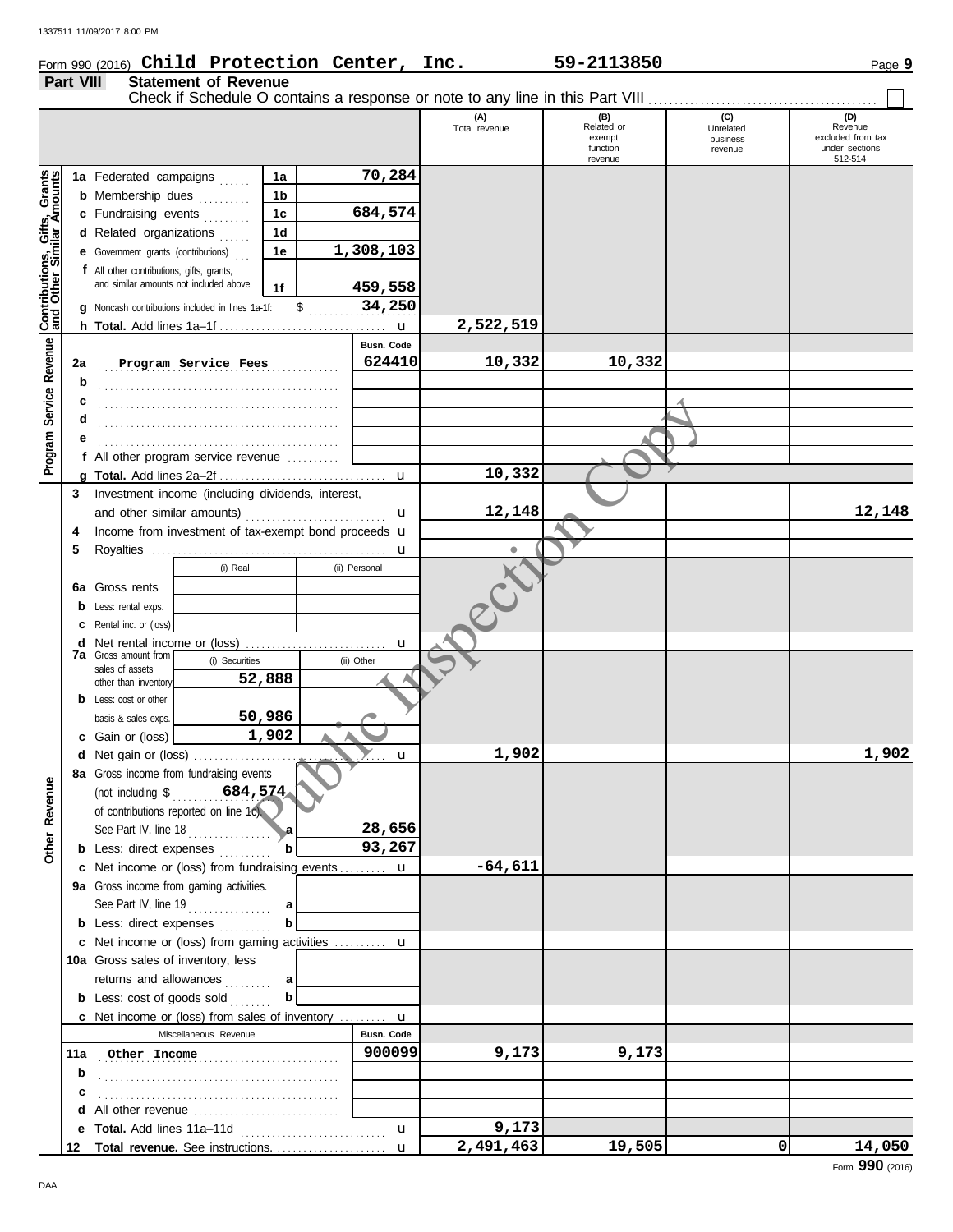1337511 11/09/2017 8:00 PM

Form 990 (2016) **Child Protection Center, Inc.** **59-2113850**

**Part VIII** **Statement of Revenue**

Check if Schedule O contains a response or note to any line in this Part VIII . . . . . . . . . . . . . . . . . . . . . . . . . . . . . . . . . . . . . . . . . . .

| | | | (A) Total revenue | (B) Related or exempt function revenue | (C) Unrelated business revenue | (D) Revenue excluded from tax under sections 512-514 |
|---|---|---|---|---|---|---|
| **Contributions, Gifts, Grants and Other Similar Amounts** | | | | | | |
| 1a Federated campaigns | 1a | 70,284 | | | | |
| b Membership dues | 1b | | | | | |
| c Fundraising events | 1c | 684,574 | | | | |
| d Related organizations | 1d | | | | | |
| e Government grants (contributions) | 1e | 1,308,103 | | | | |
| f All other contributions, gifts, grants, and similar amounts not included above | 1f | 459,558 | | | | |
| g Noncash contributions included in lines 1a-1f: | $ | 34,250 | | | | |
| h **Total.** Add lines 1a–1f | | | 2,522,519 | | | |
| **Program Service Revenue** | | Busn. Code | | | | |
| 2a Program Service Fees | | 624410 | 10,332 | 10,332 | | |
| b | | | | | | |
| c | | | | | | |
| d | | | | | | |
| e | | | | | | |
| f All other program service revenue | | | | | | |
| g **Total.** Add lines 2a–2f | | | 10,332 | | | |
| 3 Investment income (including dividends, interest, and other similar amounts) | | | 12,148 | | | 12,148 |
| 4 Income from investment of tax-exempt bond proceeds | | | | | | |
| 5 Royalties | | | | | | |
| | (i) Real | (ii) Personal | | | | |
| 6a Gross rents | | | | | | |
| b Less: rental exps. | | | | | | |
| c Rental inc. or (loss) | | | | | | |
| d Net rental income or (loss) | | | | | | |
| 7a Gross amount from sales of assets other than inventory | (i) Securities: 52,888 | (ii) Other | | | | |
| b Less: cost or other basis & sales exps. | 50,986 | | | | | |
| c Gain or (loss) | 1,902 | | | | | |
| d Net gain or (loss) | | | 1,902 | | | 1,902 |
| **Other Revenue** | | | | | | |
| 8a Gross income from fundraising events (not including $ 684,574 of contributions reported on line 1c). See Part IV, line 18 | a | 28,656 | | | | |
| b Less: direct expenses | b | 93,267 | | | | |
| c Net income or (loss) from fundraising events | | | -64,611 | | | |
| 9a Gross income from gaming activities. See Part IV, line 19 | a | | | | | |
| b Less: direct expenses | b | | | | | |
| c Net income or (loss) from gaming activities | | | | | | |
| 10a Gross sales of inventory, less returns and allowances | a | | | | | |
| b Less: cost of goods sold | b | | | | | |
| c Net income or (loss) from sales of inventory | | | | | | |
| Miscellaneous Revenue | | Busn. Code | | | | |
| 11a Other Income | | 900099 | 9,173 | 9,173 | | |
| b | | | | | | |
| c | | | | | | |
| d All other revenue | | | | | | |
| e **Total.** Add lines 11a–11d | | | 9,173 | | | |
| 12 **Total revenue.** See instructions. | | | 2,491,463 | 19,505 | 0 | 14,050 |

Form **990** (2016)

DAA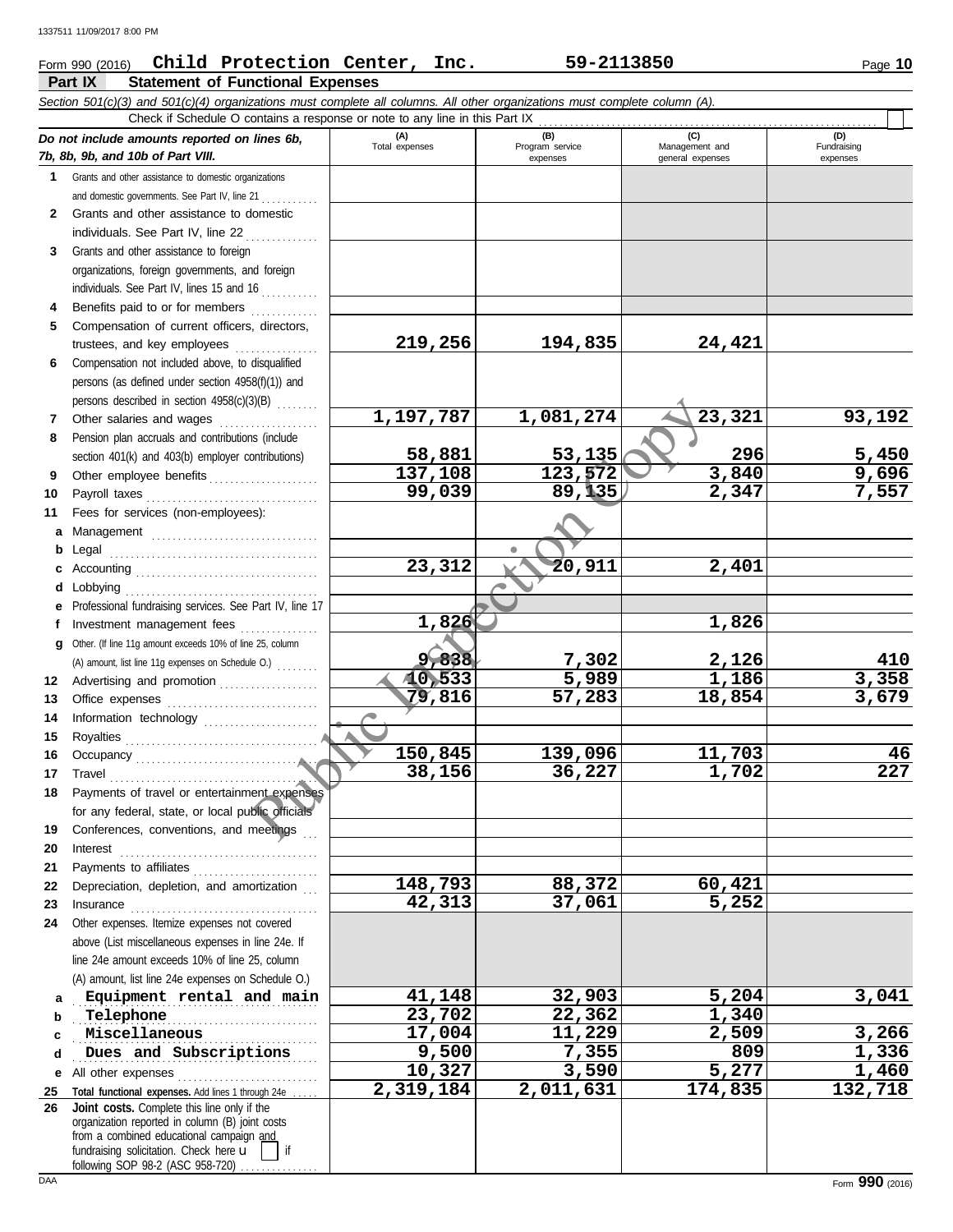Form 990 (2016) **Child Protection Center, Inc.** **59-2113850** Page **10**

## Part IX Statement of Functional Expenses

*Section 501(c)(3) and 501(c)(4) organizations must complete all columns. All other organizations must complete column (A).*

Check if Schedule O contains a response or note to any line in this Part IX

| *Do not include amounts reported on lines 6b, 7b, 8b, 9b, and 10b of Part VIII.* | (A) Total expenses | (B) Program service expenses | (C) Management and general expenses | (D) Fundraising expenses |
|---|---|---|---|---|
| **1** Grants and other assistance to domestic organizations and domestic governments. See Part IV, line 21 | | | | |
| **2** Grants and other assistance to domestic individuals. See Part IV, line 22 | | | | |
| **3** Grants and other assistance to foreign organizations, foreign governments, and foreign individuals. See Part IV, lines 15 and 16 | | | | |
| **4** Benefits paid to or for members | | | | |
| **5** Compensation of current officers, directors, trustees, and key employees | 219,256 | 194,835 | 24,421 | |
| **6** Compensation not included above, to disqualified persons (as defined under section 4958(f)(1)) and persons described in section 4958(c)(3)(B) | | | | |
| **7** Other salaries and wages | 1,197,787 | 1,081,274 | 23,321 | 93,192 |
| **8** Pension plan accruals and contributions (include section 401(k) and 403(b) employer contributions) | 58,881 | 53,135 | 296 | 5,450 |
| **9** Other employee benefits | 137,108 | 123,572 | 3,840 | 9,696 |
| **10** Payroll taxes | 99,039 | 89,135 | 2,347 | 7,557 |
| **11** Fees for services (non-employees): | | | | |
| **a** Management | | | | |
| **b** Legal | | | | |
| **c** Accounting | 23,312 | 20,911 | 2,401 | |
| **d** Lobbying | | | | |
| **e** Professional fundraising services. See Part IV, line 17 | | | | |
| **f** Investment management fees | 1,826 | | 1,826 | |
| **g** Other. (If line 11g amount exceeds 10% of line 25, column (A) amount, list line 11g expenses on Schedule O.) | 9,838 | 7,302 | 2,126 | 410 |
| **12** Advertising and promotion | 10,533 | 5,989 | 1,186 | 3,358 |
| **13** Office expenses | 79,816 | 57,283 | 18,854 | 3,679 |
| **14** Information technology | | | | |
| **15** Royalties | | | | |
| **16** Occupancy | 150,845 | 139,096 | 11,703 | 46 |
| **17** Travel | 38,156 | 36,227 | 1,702 | 227 |
| **18** Payments of travel or entertainment expenses for any federal, state, or local public officials | | | | |
| **19** Conferences, conventions, and meetings | | | | |
| **20** Interest | | | | |
| **21** Payments to affiliates | | | | |
| **22** Depreciation, depletion, and amortization | 148,793 | 88,372 | 60,421 | |
| **23** Insurance | 42,313 | 37,061 | 5,252 | |
| **24** Other expenses. Itemize expenses not covered above (List miscellaneous expenses in line 24e. If line 24e amount exceeds 10% of line 25, column (A) amount, list line 24e expenses on Schedule O.) | | | | |
| **a** Equipment rental and main | 41,148 | 32,903 | 5,204 | 3,041 |
| **b** Telephone | 23,702 | 22,362 | 1,340 | |
| **c** Miscellaneous | 17,004 | 11,229 | 2,509 | 3,266 |
| **d** Dues and Subscriptions | 9,500 | 7,355 | 809 | 1,336 |
| **e** All other expenses | 10,327 | 3,590 | 5,277 | 1,460 |
| **25 Total functional expenses.** Add lines 1 through 24e | 2,319,184 | 2,011,631 | 174,835 | 132,718 |
| **26 Joint costs.** Complete this line only if the organization reported in column (B) joint costs from a combined educational campaign and fundraising solicitation. Check here ☐ if following SOP 98-2 (ASC 958-720) | | | | |

Form **990** (2016)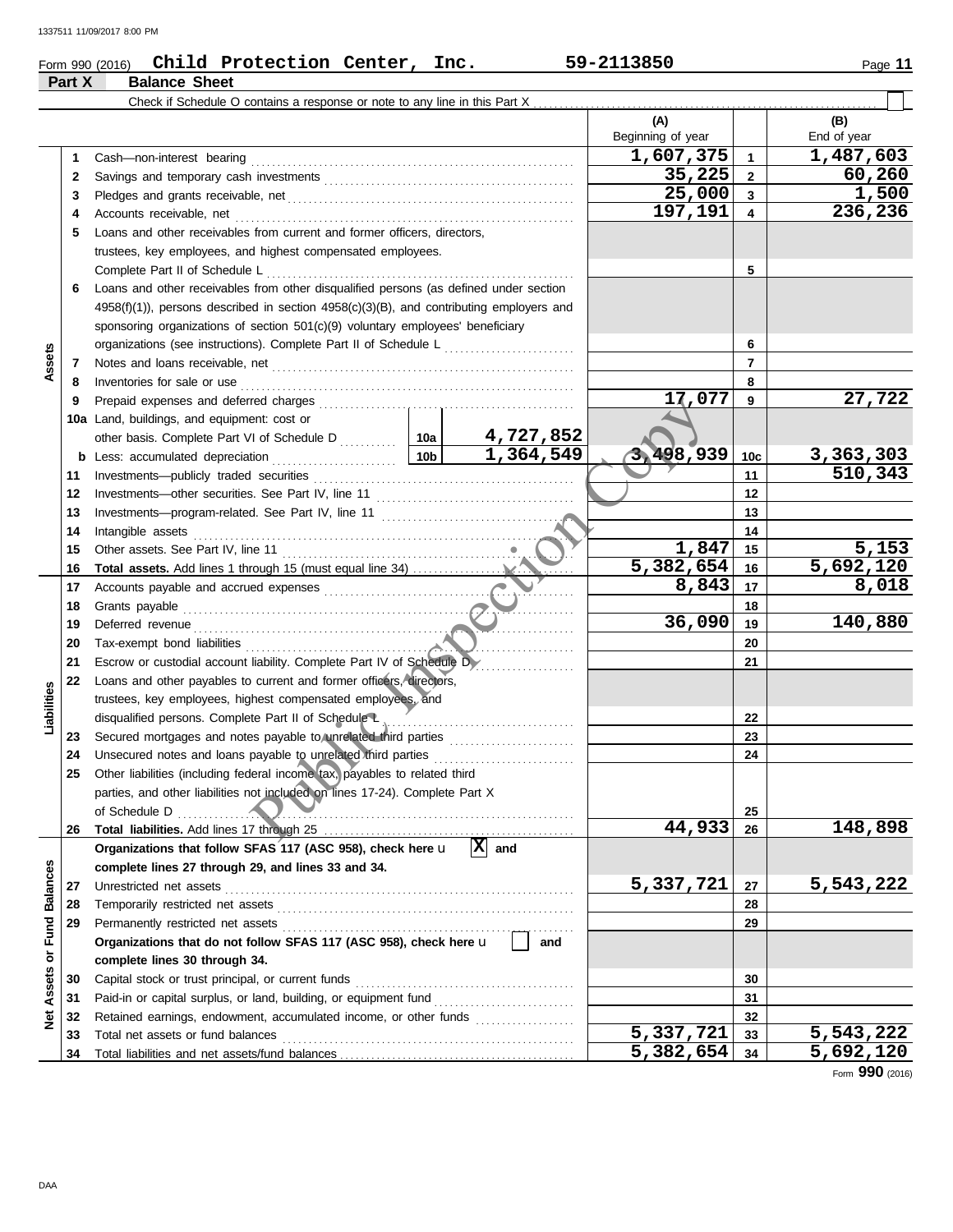Form 990 (2016) **Child Protection Center, Inc.** 59-2113850

## Part X Balance Sheet

Check if Schedule O contains a response or note to any line in this Part X ☐

| | | | | (A) Beginning of year | | (B) End of year |
|---|---|---|---|---|---|---|
| **Assets** | 1 | Cash—non-interest bearing | | 1,607,375 | 1 | 1,487,603 |
| | 2 | Savings and temporary cash investments | | 35,225 | 2 | 60,260 |
| | 3 | Pledges and grants receivable, net | | 25,000 | 3 | 1,500 |
| | 4 | Accounts receivable, net | | 197,191 | 4 | 236,236 |
| | 5 | Loans and other receivables from current and former officers, directors, trustees, key employees, and highest compensated employees. Complete Part II of Schedule L | | | 5 | |
| | 6 | Loans and other receivables from other disqualified persons (as defined under section 4958(f)(1)), persons described in section 4958(c)(3)(B), and contributing employers and sponsoring organizations of section 501(c)(9) voluntary employees' beneficiary organizations (see instructions). Complete Part II of Schedule L | | | 6 | |
| | 7 | Notes and loans receivable, net | | | 7 | |
| | 8 | Inventories for sale or use | | | 8 | |
| | 9 | Prepaid expenses and deferred charges | | 17,077 | 9 | 27,722 |
| | 10a | Land, buildings, and equipment: cost or other basis. Complete Part VI of Schedule D | 10a 4,727,852 | | | |
| | b | Less: accumulated depreciation | 10b 1,364,549 | 3,498,939 | 10c | 3,363,303 |
| | 11 | Investments—publicly traded securities | | | 11 | 510,343 |
| | 12 | Investments—other securities. See Part IV, line 11 | | | 12 | |
| | 13 | Investments—program-related. See Part IV, line 11 | | | 13 | |
| | 14 | Intangible assets | | | 14 | |
| | 15 | Other assets. See Part IV, line 11 | | 1,847 | 15 | 5,153 |
| | 16 | **Total assets.** Add lines 1 through 15 (must equal line 34) | | 5,382,654 | 16 | 5,692,120 |
| **Liabilities** | 17 | Accounts payable and accrued expenses | | 8,843 | 17 | 8,018 |
| | 18 | Grants payable | | | 18 | |
| | 19 | Deferred revenue | | 36,090 | 19 | 140,880 |
| | 20 | Tax-exempt bond liabilities | | | 20 | |
| | 21 | Escrow or custodial account liability. Complete Part IV of Schedule D | | | 21 | |
| | 22 | Loans and other payables to current and former officers, directors, trustees, key employees, highest compensated employees, and disqualified persons. Complete Part II of Schedule L | | | 22 | |
| | 23 | Secured mortgages and notes payable to unrelated third parties | | | 23 | |
| | 24 | Unsecured notes and loans payable to unrelated third parties | | | 24 | |
| | 25 | Other liabilities (including federal income tax, payables to related third parties, and other liabilities not included on lines 17-24). Complete Part X of Schedule D | | | 25 | |
| | 26 | **Total liabilities.** Add lines 17 through 25 | | 44,933 | 26 | 148,898 |
| **Net Assets or Fund Balances** | | **Organizations that follow SFAS 117 (ASC 958), check here** ☒ **and complete lines 27 through 29, and lines 33 and 34.** | | | | |
| | 27 | Unrestricted net assets | | 5,337,721 | 27 | 5,543,222 |
| | 28 | Temporarily restricted net assets | | | 28 | |
| | 29 | Permanently restricted net assets | | | 29 | |
| | | **Organizations that do not follow SFAS 117 (ASC 958), check here** ☐ **and complete lines 30 through 34.** | | | | |
| | 30 | Capital stock or trust principal, or current funds | | | 30 | |
| | 31 | Paid-in or capital surplus, or land, building, or equipment fund | | | 31 | |
| | 32 | Retained earnings, endowment, accumulated income, or other funds | | | 32 | |
| | 33 | Total net assets or fund balances | | 5,337,721 | 33 | 5,543,222 |
| | 34 | Total liabilities and net assets/fund balances | | 5,382,654 | 34 | 5,692,120 |

Form **990** (2016)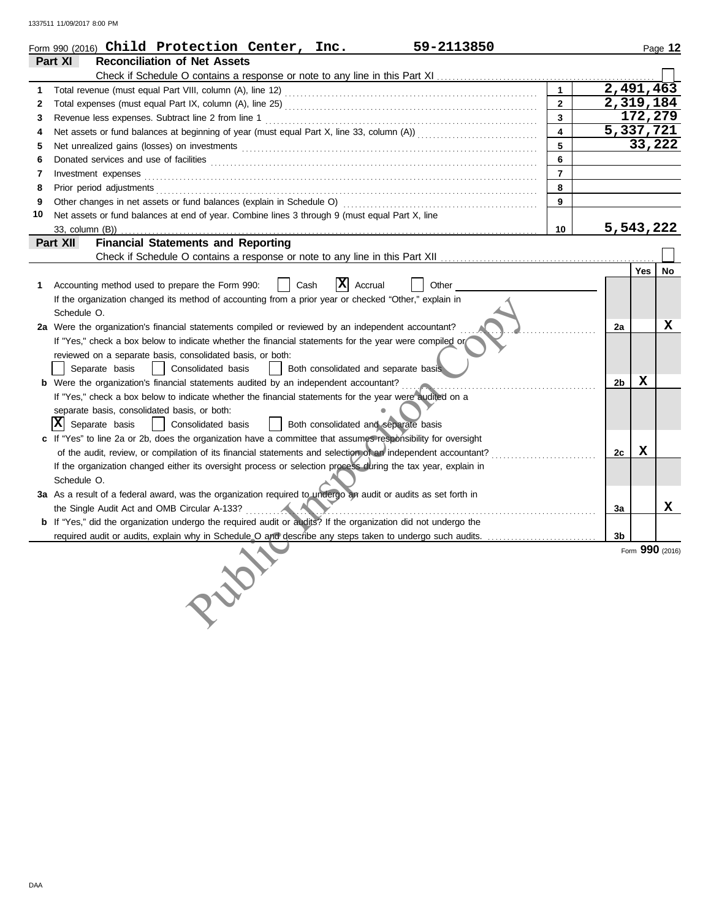Form 990 (2016) **Child Protection Center, Inc.** **59-2113850**

## Part XI Reconciliation of Net Assets

Check if Schedule O contains a response or note to any line in this Part XI ☐

| | | | |
|---|---|---|---|
| 1 | Total revenue (must equal Part VIII, column (A), line 12) | 1 | 2,491,463 |
| 2 | Total expenses (must equal Part IX, column (A), line 25) | 2 | 2,319,184 |
| 3 | Revenue less expenses. Subtract line 2 from line 1 | 3 | 172,279 |
| 4 | Net assets or fund balances at beginning of year (must equal Part X, line 33, column (A)) | 4 | 5,337,721 |
| 5 | Net unrealized gains (losses) on investments | 5 | 33,222 |
| 6 | Donated services and use of facilities | 6 | |
| 7 | Investment expenses | 7 | |
| 8 | Prior period adjustments | 8 | |
| 9 | Other changes in net assets or fund balances (explain in Schedule O) | 9 | |
| 10 | Net assets or fund balances at end of year. Combine lines 3 through 9 (must equal Part X, line 33, column (B)) | 10 | 5,543,222 |

## Part XII Financial Statements and Reporting

Check if Schedule O contains a response or note to any line in this Part XII ☐

| | | | Yes | No |
|---|---|---|---|---|
| 1 | Accounting method used to prepare the Form 990: ☐ Cash ☒ Accrual ☐ Other<br>If the organization changed its method of accounting from a prior year or checked "Other," explain in Schedule O. | | | |
| 2a | Were the organization's financial statements compiled or reviewed by an independent accountant?<br>If "Yes," check a box below to indicate whether the financial statements for the year were compiled or reviewed on a separate basis, consolidated basis, or both:<br>☐ Separate basis ☐ Consolidated basis ☐ Both consolidated and separate basis | 2a | | X |
| b | Were the organization's financial statements audited by an independent accountant?<br>If "Yes," check a box below to indicate whether the financial statements for the year were audited on a separate basis, consolidated basis, or both:<br>☒ Separate basis ☐ Consolidated basis ☐ Both consolidated and separate basis | 2b | X | |
| c | If "Yes" to line 2a or 2b, does the organization have a committee that assumes responsibility for oversight of the audit, review, or compilation of its financial statements and selection of an independent accountant?<br>If the organization changed either its oversight process or selection process during the tax year, explain in Schedule O. | 2c | X | |
| 3a | As a result of a federal award, was the organization required to undergo an audit or audits as set forth in the Single Audit Act and OMB Circular A-133? | 3a | | X |
| b | If "Yes," did the organization undergo the required audit or audits? If the organization did not undergo the required audit or audits, explain in Schedule O and describe any steps taken to undergo such audits. | 3b | | |

Form **990** (2016)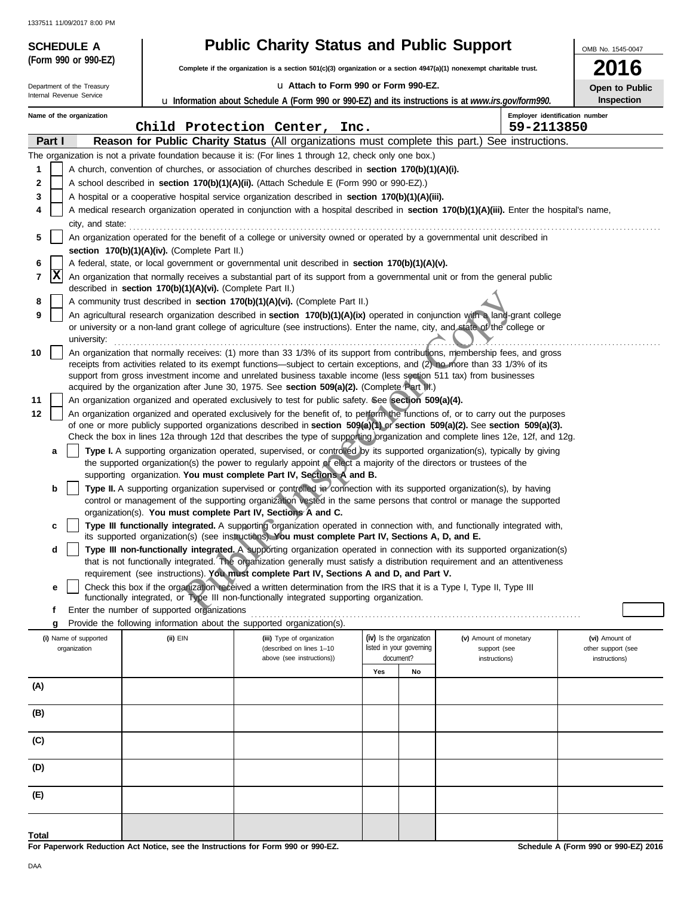1337511 11/09/2017 8:00 PM

**SCHEDULE A (Form 990 or 990-EZ)**

Department of the Treasury
Internal Revenue Service

# Public Charity Status and Public Support

**Complete if the organization is a section 501(c)(3) organization or a section 4947(a)(1) nonexempt charitable trust.**

u **Attach to Form 990 or Form 990-EZ.**

u **Information about Schedule A (Form 990 or 990-EZ) and its instructions is at *www.irs.gov/form990.***

OMB No. 1545-0047

**2016**

**Open to Public Inspection**

**Name of the organization**
Child Protection Center, Inc.

**Employer identification number**
59-2113850

**Part I** **Reason for Public Charity Status** (All organizations must complete this part.) See instructions.

The organization is not a private foundation because it is: (For lines 1 through 12, check only one box.)

1 [ ] A church, convention of churches, or association of churches described in **section 170(b)(1)(A)(i).**

2 [ ] A school described in **section 170(b)(1)(A)(ii).** (Attach Schedule E (Form 990 or 990-EZ).)

3 [ ] A hospital or a cooperative hospital service organization described in **section 170(b)(1)(A)(iii).**

4 [ ] A medical research organization operated in conjunction with a hospital described in **section 170(b)(1)(A)(iii).** Enter the hospital's name, city, and state:

5 [ ] An organization operated for the benefit of a college or university owned or operated by a governmental unit described in **section 170(b)(1)(A)(iv).** (Complete Part II.)

6 [ ] A federal, state, or local government or governmental unit described in **section 170(b)(1)(A)(v).**

7 [X] An organization that normally receives a substantial part of its support from a governmental unit or from the general public described in **section 170(b)(1)(A)(vi).** (Complete Part II.)

8 [ ] A community trust described in **section 170(b)(1)(A)(vi).** (Complete Part II.)

9 [ ] An agricultural research organization described in **section 170(b)(1)(A)(ix)** operated in conjunction with a land-grant college or university or a non-land grant college of agriculture (see instructions). Enter the name, city, and state of the college or university:

10 [ ] An organization that normally receives: (1) more than 33 1/3% of its support from contributions, membership fees, and gross receipts from activities related to its exempt functions—subject to certain exceptions, and (2) no more than 33 1/3% of its support from gross investment income and unrelated business taxable income (less section 511 tax) from businesses acquired by the organization after June 30, 1975. See **section 509(a)(2).** (Complete Part III.)

11 [ ] An organization organized and operated exclusively to test for public safety. See **section 509(a)(4).**

12 [ ] An organization organized and operated exclusively for the benefit of, to perform the functions of, or to carry out the purposes of one or more publicly supported organizations described in **section 509(a)(1)** or **section 509(a)(2).** See **section 509(a)(3).** Check the box in lines 12a through 12d that describes the type of supporting organization and complete lines 12e, 12f, and 12g.

a [ ] **Type I.** A supporting organization operated, supervised, or controlled by its supported organization(s), typically by giving the supported organization(s) the power to regularly appoint or elect a majority of the directors or trustees of the supporting organization. **You must complete Part IV, Sections A and B.**

b [ ] **Type II.** A supporting organization supervised or controlled in connection with its supported organization(s), by having control or management of the supporting organization vested in the same persons that control or manage the supported organization(s). **You must complete Part IV, Sections A and C.**

c [ ] **Type III functionally integrated.** A supporting organization operated in connection with, and functionally integrated with, its supported organization(s) (see instructions). **You must complete Part IV, Sections A, D, and E.**

d [ ] **Type III non-functionally integrated.** A supporting organization operated in connection with its supported organization(s) that is not functionally integrated. The organization generally must satisfy a distribution requirement and an attentiveness requirement (see instructions). **You must complete Part IV, Sections A and D, and Part V.**

e [ ] Check this box if the organization received a written determination from the IRS that it is a Type I, Type II, Type III functionally integrated, or Type III non-functionally integrated supporting organization.

f Enter the number of supported organizations

g Provide the following information about the supported organization(s).

| (i) Name of supported organization | (ii) EIN | (iii) Type of organization (described on lines 1–10 above (see instructions)) | (iv) Is the organization listed in your governing document? Yes | No | (v) Amount of monetary support (see instructions) | (vi) Amount of other support (see instructions) |
|---|---|---|---|---|---|---|
| (A) | | | | | | |
| (B) | | | | | | |
| (C) | | | | | | |
| (D) | | | | | | |
| (E) | | | | | | |
| Total | | | | | | |

**For Paperwork Reduction Act Notice, see the Instructions for Form 990 or 990-EZ.** **Schedule A (Form 990 or 990-EZ) 2016**

DAA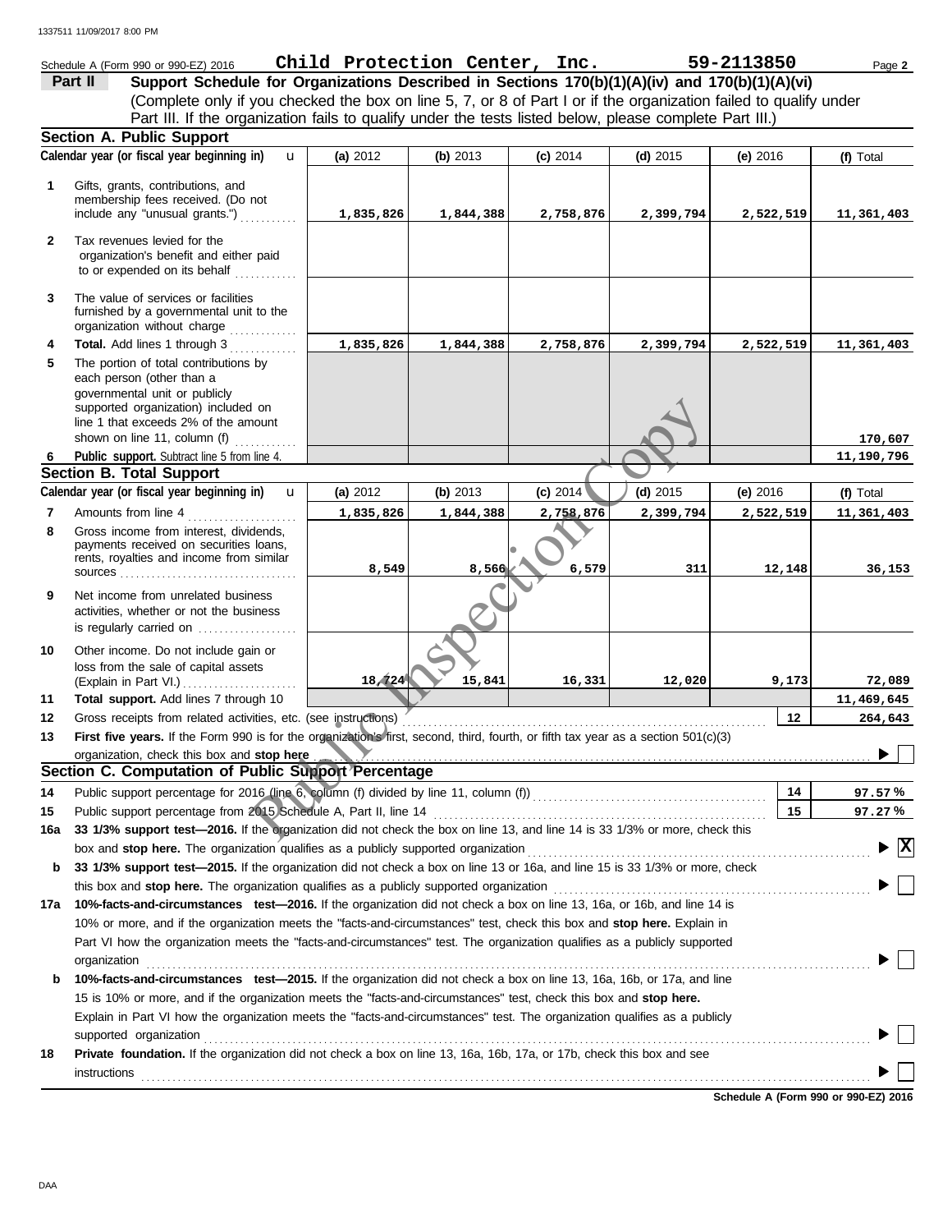Schedule A (Form 990 or 990-EZ) 2016 **Child Protection Center, Inc.** **59-2113850** Page **2**

## Part II Support Schedule for Organizations Described in Sections 170(b)(1)(A)(iv) and 170(b)(1)(A)(vi)

(Complete only if you checked the box on line 5, 7, or 8 of Part I or if the organization failed to qualify under Part III. If the organization fails to qualify under the tests listed below, please complete Part III.)

### Section A. Public Support

| | Calendar year (or fiscal year beginning in) | (a) 2012 | (b) 2013 | (c) 2014 | (d) 2015 | (e) 2016 | (f) Total |
|---|---|---|---|---|---|---|---|
| 1 | Gifts, grants, contributions, and membership fees received. (Do not include any "unusual grants.") | 1,835,826 | 1,844,388 | 2,758,876 | 2,399,794 | 2,522,519 | 11,361,403 |
| 2 | Tax revenues levied for the organization's benefit and either paid to or expended on its behalf | | | | | | |
| 3 | The value of services or facilities furnished by a governmental unit to the organization without charge | | | | | | |
| 4 | **Total.** Add lines 1 through 3 | 1,835,826 | 1,844,388 | 2,758,876 | 2,399,794 | 2,522,519 | 11,361,403 |
| 5 | The portion of total contributions by each person (other than a governmental unit or publicly supported organization) included on line 1 that exceeds 2% of the amount shown on line 11, column (f) | | | | | | 170,607 |
| 6 | **Public support.** Subtract line 5 from line 4. | | | | | | 11,190,796 |

### Section B. Total Support

| | Calendar year (or fiscal year beginning in) | (a) 2012 | (b) 2013 | (c) 2014 | (d) 2015 | (e) 2016 | (f) Total |
|---|---|---|---|---|---|---|---|
| 7 | Amounts from line 4 | 1,835,826 | 1,844,388 | 2,758,876 | 2,399,794 | 2,522,519 | 11,361,403 |
| 8 | Gross income from interest, dividends, payments received on securities loans, rents, royalties and income from similar sources | 8,549 | 8,566 | 6,579 | 311 | 12,148 | 36,153 |
| 9 | Net income from unrelated business activities, whether or not the business is regularly carried on | | | | | | |
| 10 | Other income. Do not include gain or loss from the sale of capital assets (Explain in Part VI.) | 18,724 | 15,841 | 16,331 | 12,020 | 9,173 | 72,089 |
| 11 | **Total support.** Add lines 7 through 10 | | | | | | 11,469,645 |
| 12 | Gross receipts from related activities, etc. (see instructions) | | | | | 12 | 264,643 |
| 13 | **First five years.** If the Form 990 is for the organization's first, second, third, fourth, or fifth tax year as a section 501(c)(3) organization, check this box and **stop here** | | | | | | ☐ |

### Section C. Computation of Public Support Percentage

| | | | |
|---|---|---|---|
| 14 | Public support percentage for 2016 (line 6, column (f) divided by line 11, column (f)) | 14 | 97.57 % |
| 15 | Public support percentage from 2015 Schedule A, Part II, line 14 | 15 | 97.27 % |

**16a 33 1/3% support test—2016.** If the organization did not check the box on line 13, and line 14 is 33 1/3% or more, check this box and **stop here.** The organization qualifies as a publicly supported organization ☒

**b 33 1/3% support test—2015.** If the organization did not check a box on line 13 or 16a, and line 15 is 33 1/3% or more, check this box and **stop here.** The organization qualifies as a publicly supported organization ☐

**17a 10%-facts-and-circumstances test—2016.** If the organization did not check a box on line 13, 16a, or 16b, and line 14 is 10% or more, and if the organization meets the "facts-and-circumstances" test, check this box and **stop here.** Explain in Part VI how the organization meets the "facts-and-circumstances" test. The organization qualifies as a publicly supported organization ☐

**b 10%-facts-and-circumstances test—2015.** If the organization did not check a box on line 13, 16a, 16b, or 17a, and line 15 is 10% or more, and if the organization meets the "facts-and-circumstances" test, check this box and **stop here.** Explain in Part VI how the organization meets the "facts-and-circumstances" test. The organization qualifies as a publicly supported organization ☐

**18 Private foundation.** If the organization did not check a box on line 13, 16a, 16b, 17a, or 17b, check this box and see instructions ☐

**Schedule A (Form 990 or 990-EZ) 2016**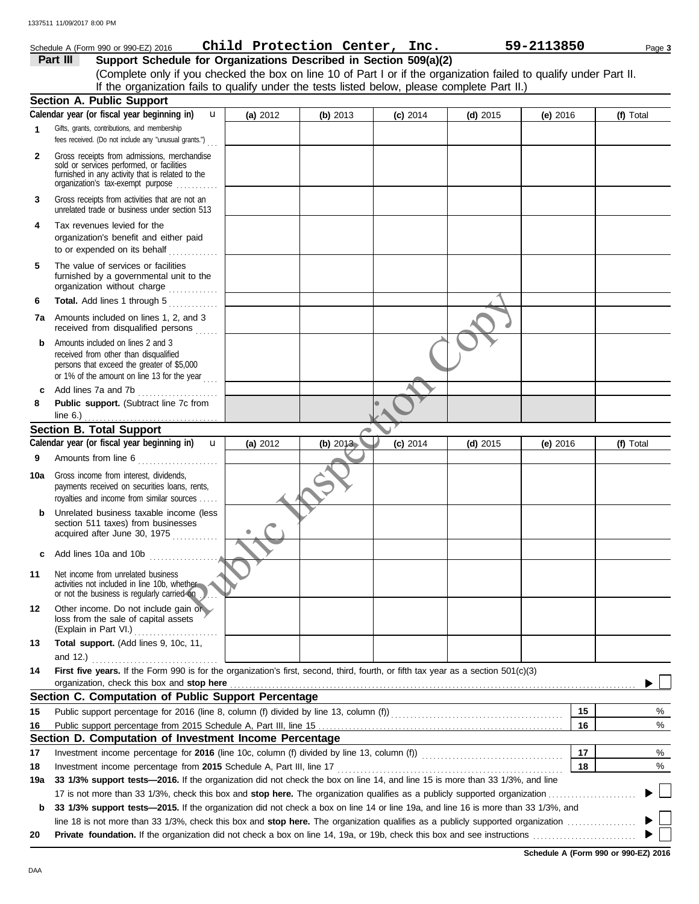Schedule A (Form 990 or 990-EZ) 2016 **Child Protection Center, Inc.** **59-2113850** Page **3**

## Part III Support Schedule for Organizations Described in Section 509(a)(2)

(Complete only if you checked the box on line 10 of Part I or if the organization failed to qualify under Part II. If the organization fails to qualify under the tests listed below, please complete Part II.)

### Section A. Public Support

| Calendar year (or fiscal year beginning in) | (a) 2012 | (b) 2013 | (c) 2014 | (d) 2015 | (e) 2016 | (f) Total |
|---|---|---|---|---|---|---|
| **1** Gifts, grants, contributions, and membership fees received. (Do not include any "unusual grants.") | | | | | | |
| **2** Gross receipts from admissions, merchandise sold or services performed, or facilities furnished in any activity that is related to the organization's tax-exempt purpose | | | | | | |
| **3** Gross receipts from activities that are not an unrelated trade or business under section 513 | | | | | | |
| **4** Tax revenues levied for the organization's benefit and either paid to or expended on its behalf | | | | | | |
| **5** The value of services or facilities furnished by a governmental unit to the organization without charge | | | | | | |
| **6** **Total.** Add lines 1 through 5 | | | | | | |
| **7a** Amounts included on lines 1, 2, and 3 received from disqualified persons | | | | | | |
| **b** Amounts included on lines 2 and 3 received from other than disqualified persons that exceed the greater of $5,000 or 1% of the amount on line 13 for the year | | | | | | |
| **c** Add lines 7a and 7b | | | | | | |
| **8** **Public support.** (Subtract line 7c from line 6.) | | | | | | |

### Section B. Total Support

| Calendar year (or fiscal year beginning in) | (a) 2012 | (b) 2013 | (c) 2014 | (d) 2015 | (e) 2016 | (f) Total |
|---|---|---|---|---|---|---|
| **9** Amounts from line 6 | | | | | | |
| **10a** Gross income from interest, dividends, payments received on securities loans, rents, royalties and income from similar sources | | | | | | |
| **b** Unrelated business taxable income (less section 511 taxes) from businesses acquired after June 30, 1975 | | | | | | |
| **c** Add lines 10a and 10b | | | | | | |
| **11** Net income from unrelated business activities not included in line 10b, whether or not the business is regularly carried on | | | | | | |
| **12** Other income. Do not include gain or loss from the sale of capital assets (Explain in Part VI.) | | | | | | |
| **13** **Total support.** (Add lines 9, 10c, 11, and 12.) | | | | | | |

**14** **First five years.** If the Form 990 is for the organization's first, second, third, fourth, or fifth tax year as a section 501(c)(3) organization, check this box and **stop here** ☐

### Section C. Computation of Public Support Percentage

**15** Public support percentage for 2016 (line 8, column (f) divided by line 13, column (f)) **15** %

**16** Public support percentage from 2015 Schedule A, Part III, line 15 **16** %

### Section D. Computation of Investment Income Percentage

**17** Investment income percentage for **2016** (line 10c, column (f) divided by line 13, column (f)) **17** %

**18** Investment income percentage from **2015** Schedule A, Part III, line 17 **18** %

**19a** **33 1/3% support tests—2016.** If the organization did not check the box on line 14, and line 15 is more than 33 1/3%, and line 17 is not more than 33 1/3%, check this box and **stop here.** The organization qualifies as a publicly supported organization ☐

**b** **33 1/3% support tests—2015.** If the organization did not check a box on line 14 or line 19a, and line 16 is more than 33 1/3%, and line 18 is not more than 33 1/3%, check this box and **stop here.** The organization qualifies as a publicly supported organization ☐

**20** **Private foundation.** If the organization did not check a box on line 14, 19a, or 19b, check this box and see instructions ☐

**Schedule A (Form 990 or 990-EZ) 2016**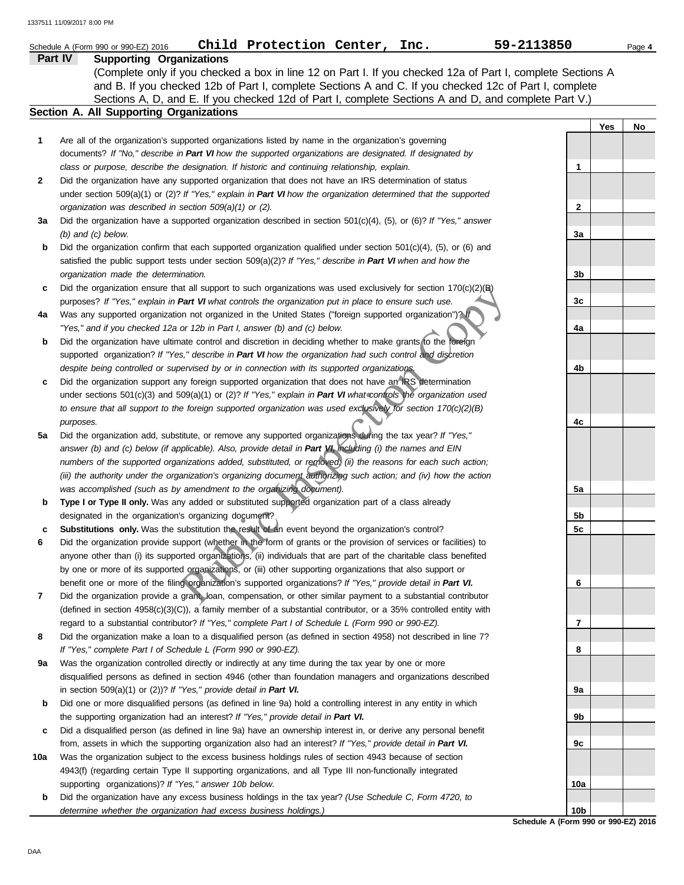Schedule A (Form 990 or 990-EZ) 2016 **Child Protection Center, Inc.** **59-2113850** Page **4**

## Part IV Supporting Organizations

(Complete only if you checked a box in line 12 on Part I. If you checked 12a of Part I, complete Sections A and B. If you checked 12b of Part I, complete Sections A and C. If you checked 12c of Part I, complete Sections A, D, and E. If you checked 12d of Part I, complete Sections A and D, and complete Part V.)

### Section A. All Supporting Organizations

| | | | Yes | No |
|---|---|---|---|---|
| **1** | Are all of the organization's supported organizations listed by name in the organization's governing documents? *If "No," describe in **Part VI** how the supported organizations are designated. If designated by class or purpose, describe the designation. If historic and continuing relationship, explain.* | 1 | | |
| **2** | Did the organization have any supported organization that does not have an IRS determination of status under section 509(a)(1) or (2)? *If "Yes," explain in **Part VI** how the organization determined that the supported organization was described in section 509(a)(1) or (2).* | 2 | | |
| **3a** | Did the organization have a supported organization described in section 501(c)(4), (5), or (6)? *If "Yes," answer (b) and (c) below.* | 3a | | |
| **b** | Did the organization confirm that each supported organization qualified under section 501(c)(4), (5), or (6) and satisfied the public support tests under section 509(a)(2)? *If "Yes," describe in **Part VI** when and how the organization made the determination.* | 3b | | |
| **c** | Did the organization ensure that all support to such organizations was used exclusively for section 170(c)(2)(B) purposes? *If "Yes," explain in **Part VI** what controls the organization put in place to ensure such use.* | 3c | | |
| **4a** | Was any supported organization not organized in the United States ("foreign supported organization")? *If "Yes," and if you checked 12a or 12b in Part I, answer (b) and (c) below.* | 4a | | |
| **b** | Did the organization have ultimate control and discretion in deciding whether to make grants to the foreign supported organization? *If "Yes," describe in **Part VI** how the organization had such control and discretion despite being controlled or supervised by or in connection with its supported organizations.* | 4b | | |
| **c** | Did the organization support any foreign supported organization that does not have an IRS determination under sections 501(c)(3) and 509(a)(1) or (2)? *If "Yes," explain in **Part VI** what controls the organization used to ensure that all support to the foreign supported organization was used exclusively for section 170(c)(2)(B) purposes.* | 4c | | |
| **5a** | Did the organization add, substitute, or remove any supported organizations during the tax year? *If "Yes," answer (b) and (c) below (if applicable). Also, provide detail in **Part VI**, including (i) the names and EIN numbers of the supported organizations added, substituted, or removed; (ii) the reasons for each such action; (iii) the authority under the organization's organizing document authorizing such action; and (iv) how the action was accomplished (such as by amendment to the organizing document).* | 5a | | |
| **b** | **Type I or Type II only.** Was any added or substituted supported organization part of a class already designated in the organization's organizing document? | 5b | | |
| **c** | **Substitutions only.** Was the substitution the result of an event beyond the organization's control? | 5c | | |
| **6** | Did the organization provide support (whether in the form of grants or the provision of services or facilities) to anyone other than (i) its supported organizations, (ii) individuals that are part of the charitable class benefited by one or more of its supported organizations, or (iii) other supporting organizations that also support or benefit one or more of the filing organization's supported organizations? *If "Yes," provide detail in **Part VI.*** | 6 | | |
| **7** | Did the organization provide a grant, loan, compensation, or other similar payment to a substantial contributor (defined in section 4958(c)(3)(C)), a family member of a substantial contributor, or a 35% controlled entity with regard to a substantial contributor? *If "Yes," complete Part I of Schedule L (Form 990 or 990-EZ).* | 7 | | |
| **8** | Did the organization make a loan to a disqualified person (as defined in section 4958) not described in line 7? *If "Yes," complete Part I of Schedule L (Form 990 or 990-EZ).* | 8 | | |
| **9a** | Was the organization controlled directly or indirectly at any time during the tax year by one or more disqualified persons as defined in section 4946 (other than foundation managers and organizations described in section 509(a)(1) or (2))? *If "Yes," provide detail in **Part VI.*** | 9a | | |
| **b** | Did one or more disqualified persons (as defined in line 9a) hold a controlling interest in any entity in which the supporting organization had an interest? *If "Yes," provide detail in **Part VI.*** | 9b | | |
| **c** | Did a disqualified person (as defined in line 9a) have an ownership interest in, or derive any personal benefit from, assets in which the supporting organization also had an interest? *If "Yes," provide detail in **Part VI.*** | 9c | | |
| **10a** | Was the organization subject to the excess business holdings rules of section 4943 because of section 4943(f) (regarding certain Type II supporting organizations, and all Type III non-functionally integrated supporting organizations)? *If "Yes," answer 10b below.* | 10a | | |
| **b** | Did the organization have any excess business holdings in the tax year? *(Use Schedule C, Form 4720, to determine whether the organization had excess business holdings.)* | 10b | | |

**Schedule A (Form 990 or 990-EZ) 2016**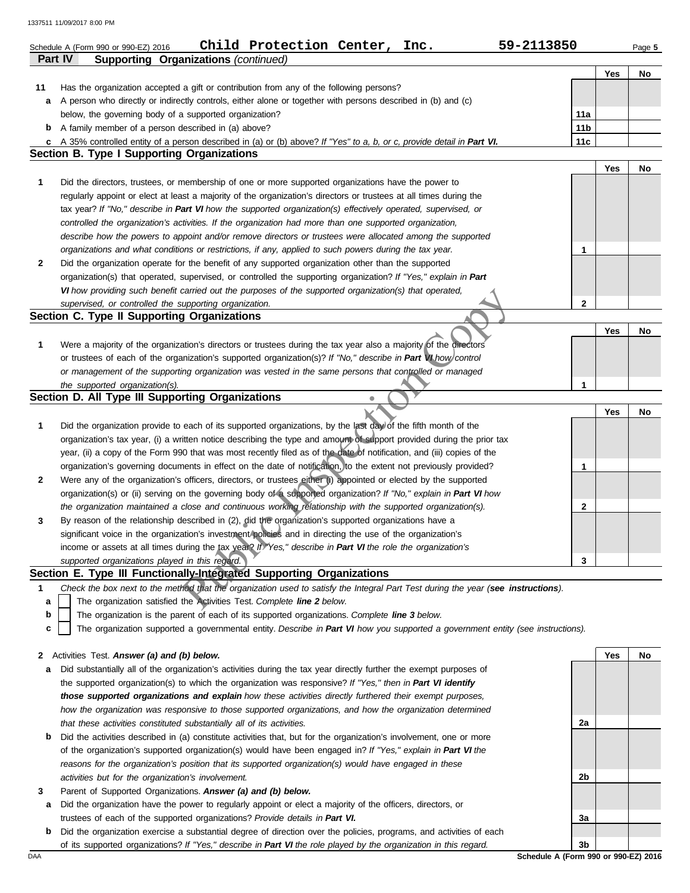Schedule A (Form 990 or 990-EZ) 2016 **Child Protection Center, Inc.** **59-2113850** Page **5**

**Part IV Supporting Organizations** *(continued)*

| | | | Yes | No |
|---|---|---|---|---|
| **11** | Has the organization accepted a gift or contribution from any of the following persons? | | | |
| **a** | A person who directly or indirectly controls, either alone or together with persons described in (b) and (c) below, the governing body of a supported organization? | **11a** | | |
| **b** | A family member of a person described in (a) above? | **11b** | | |
| **c** | A 35% controlled entity of a person described in (a) or (b) above? *If "Yes" to a, b, or c, provide detail in **Part VI**.* | **11c** | | |

**Section B. Type I Supporting Organizations**

| | | | Yes | No |
|---|---|---|---|---|
| **1** | Did the directors, trustees, or membership of one or more supported organizations have the power to regularly appoint or elect at least a majority of the organization's directors or trustees at all times during the tax year? *If "No," describe in **Part VI** how the supported organization(s) effectively operated, supervised, or controlled the organization's activities. If the organization had more than one supported organization, describe how the powers to appoint and/or remove directors or trustees were allocated among the supported organizations and what conditions or restrictions, if any, applied to such powers during the tax year.* | **1** | | |
| **2** | Did the organization operate for the benefit of any supported organization other than the supported organization(s) that operated, supervised, or controlled the supporting organization? *If "Yes," explain in **Part VI** how providing such benefit carried out the purposes of the supported organization(s) that operated, supervised, or controlled the supporting organization.* | **2** | | |

**Section C. Type II Supporting Organizations**

| | | | Yes | No |
|---|---|---|---|---|
| **1** | Were a majority of the organization's directors or trustees during the tax year also a majority of the directors or trustees of each of the organization's supported organization(s)? *If "No," describe in **Part VI** how control or management of the supporting organization was vested in the same persons that controlled or managed the supported organization(s).* | **1** | | |

**Section D. All Type III Supporting Organizations**

| | | | Yes | No |
|---|---|---|---|---|
| **1** | Did the organization provide to each of its supported organizations, by the last day of the fifth month of the organization's tax year, (i) a written notice describing the type and amount of support provided during the prior tax year, (ii) a copy of the Form 990 that was most recently filed as of the date of notification, and (iii) copies of the organization's governing documents in effect on the date of notification, to the extent not previously provided? | **1** | | |
| **2** | Were any of the organization's officers, directors, or trustees either (i) appointed or elected by the supported organization(s) or (ii) serving on the governing body of a supported organization? *If "No," explain in **Part VI** how the organization maintained a close and continuous working relationship with the supported organization(s).* | **2** | | |
| **3** | By reason of the relationship described in (2), did the organization's supported organizations have a significant voice in the organization's investment policies and in directing the use of the organization's income or assets at all times during the tax year? *If "Yes," describe in **Part VI** the role the organization's supported organizations played in this regard.* | **3** | | |

**Section E. Type III Functionally-Integrated Supporting Organizations**

**1** *Check the box next to the method that the organization used to satisfy the Integral Part Test during the year (**see instructions**).*

- **a** ☐ The organization satisfied the Activities Test. *Complete **line 2** below.*
- **b** ☐ The organization is the parent of each of its supported organizations. *Complete **line 3** below.*
- **c** ☐ The organization supported a governmental entity. *Describe in **Part VI** how you supported a government entity (see instructions).*

| | | | Yes | No |
|---|---|---|---|---|
| **2** | Activities Test. ***Answer (a) and (b) below.*** | | | |
| **a** | Did substantially all of the organization's activities during the tax year directly further the exempt purposes of the supported organization(s) to which the organization was responsive? *If "Yes," then in **Part VI identify those supported organizations and explain** how these activities directly furthered their exempt purposes, how the organization was responsive to those supported organizations, and how the organization determined that these activities constituted substantially all of its activities.* | **2a** | | |
| **b** | Did the activities described in (a) constitute activities that, but for the organization's involvement, one or more of the organization's supported organization(s) would have been engaged in? *If "Yes," explain in **Part VI** the reasons for the organization's position that its supported organization(s) would have engaged in these activities but for the organization's involvement.* | **2b** | | |
| **3** | Parent of Supported Organizations. ***Answer (a) and (b) below.*** | | | |
| **a** | Did the organization have the power to regularly appoint or elect a majority of the officers, directors, or trustees of each of the supported organizations? *Provide details in **Part VI.*** | **3a** | | |
| **b** | Did the organization exercise a substantial degree of direction over the policies, programs, and activities of each of its supported organizations? *If "Yes," describe in **Part VI** the role played by the organization in this regard.* | **3b** | | |

**Schedule A (Form 990 or 990-EZ) 2016**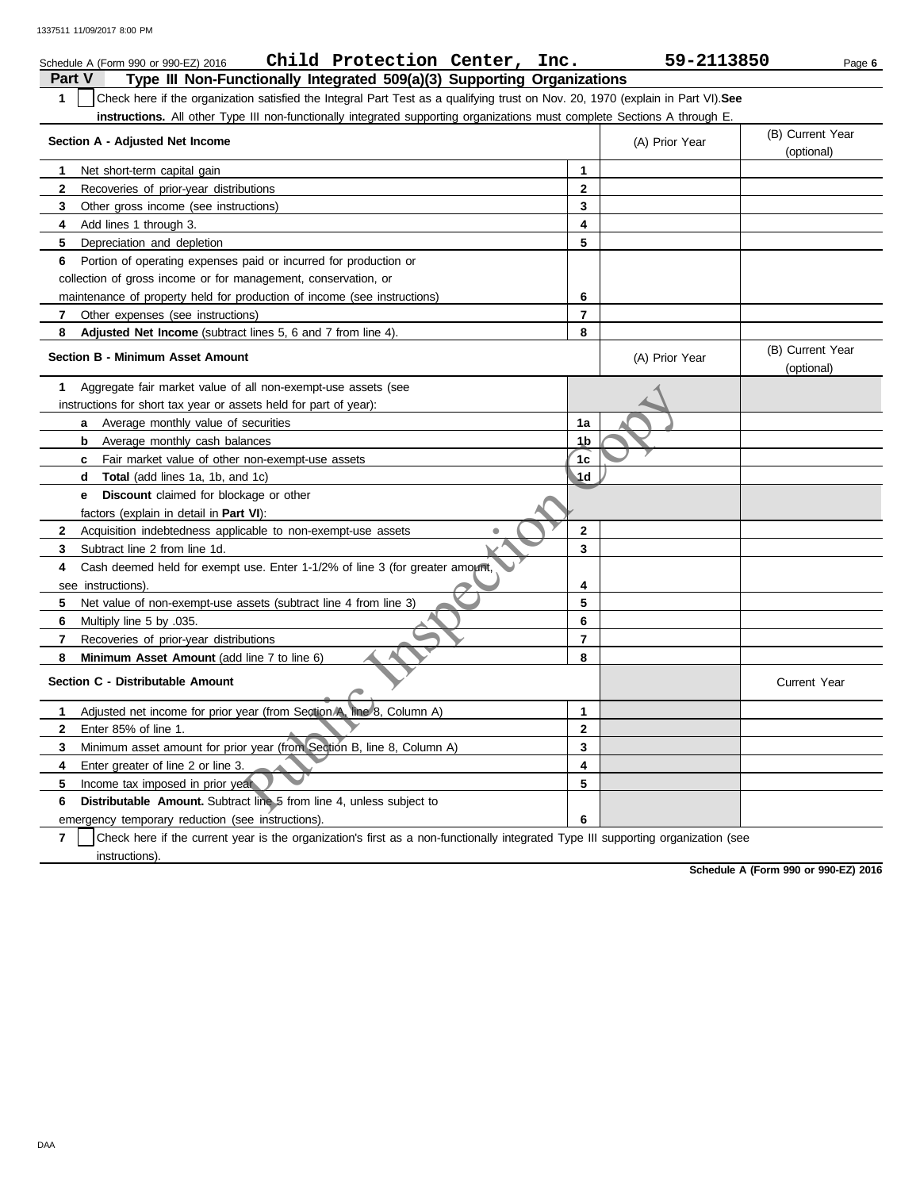Schedule A (Form 990 or 990-EZ) 2016 **Child Protection Center, Inc.** **59-2113850** Page **6**

## Part V Type III Non-Functionally Integrated 509(a)(3) Supporting Organizations

**1** ☐ Check here if the organization satisfied the Integral Part Test as a qualifying trust on Nov. 20, 1970 (explain in Part VI). **See instructions.** All other Type III non-functionally integrated supporting organizations must complete Sections A through E.

| Section A - Adjusted Net Income | | (A) Prior Year | (B) Current Year (optional) |
|---|---|---|---|
| **1** Net short-term capital gain | 1 | | |
| **2** Recoveries of prior-year distributions | 2 | | |
| **3** Other gross income (see instructions) | 3 | | |
| **4** Add lines 1 through 3. | 4 | | |
| **5** Depreciation and depletion | 5 | | |
| **6** Portion of operating expenses paid or incurred for production or collection of gross income or for management, conservation, or maintenance of property held for production of income (see instructions) | 6 | | |
| **7** Other expenses (see instructions) | 7 | | |
| **8** **Adjusted Net Income** (subtract lines 5, 6 and 7 from line 4). | 8 | | |

| Section B - Minimum Asset Amount | | (A) Prior Year | (B) Current Year (optional) |
|---|---|---|---|
| **1** Aggregate fair market value of all non-exempt-use assets (see instructions for short tax year or assets held for part of year): | | | |
| **a** Average monthly value of securities | 1a | | |
| **b** Average monthly cash balances | 1b | | |
| **c** Fair market value of other non-exempt-use assets | 1c | | |
| **d** **Total** (add lines 1a, 1b, and 1c) | 1d | | |
| **e** **Discount** claimed for blockage or other factors (explain in detail in **Part VI**): | | | |
| **2** Acquisition indebtedness applicable to non-exempt-use assets | 2 | | |
| **3** Subtract line 2 from line 1d. | 3 | | |
| **4** Cash deemed held for exempt use. Enter 1-1/2% of line 3 (for greater amount, see instructions). | 4 | | |
| **5** Net value of non-exempt-use assets (subtract line 4 from line 3) | 5 | | |
| **6** Multiply line 5 by .035. | 6 | | |
| **7** Recoveries of prior-year distributions | 7 | | |
| **8** **Minimum Asset Amount** (add line 7 to line 6) | 8 | | |

| Section C - Distributable Amount | | | Current Year |
|---|---|---|---|
| **1** Adjusted net income for prior year (from Section A, line 8, Column A) | 1 | | |
| **2** Enter 85% of line 1. | 2 | | |
| **3** Minimum asset amount for prior year (from Section B, line 8, Column A) | 3 | | |
| **4** Enter greater of line 2 or line 3. | 4 | | |
| **5** Income tax imposed in prior year | 5 | | |
| **6** **Distributable Amount.** Subtract line 5 from line 4, unless subject to emergency temporary reduction (see instructions). | 6 | | |

**7** ☐ Check here if the current year is the organization's first as a non-functionally integrated Type III supporting organization (see instructions).

**Schedule A (Form 990 or 990-EZ) 2016**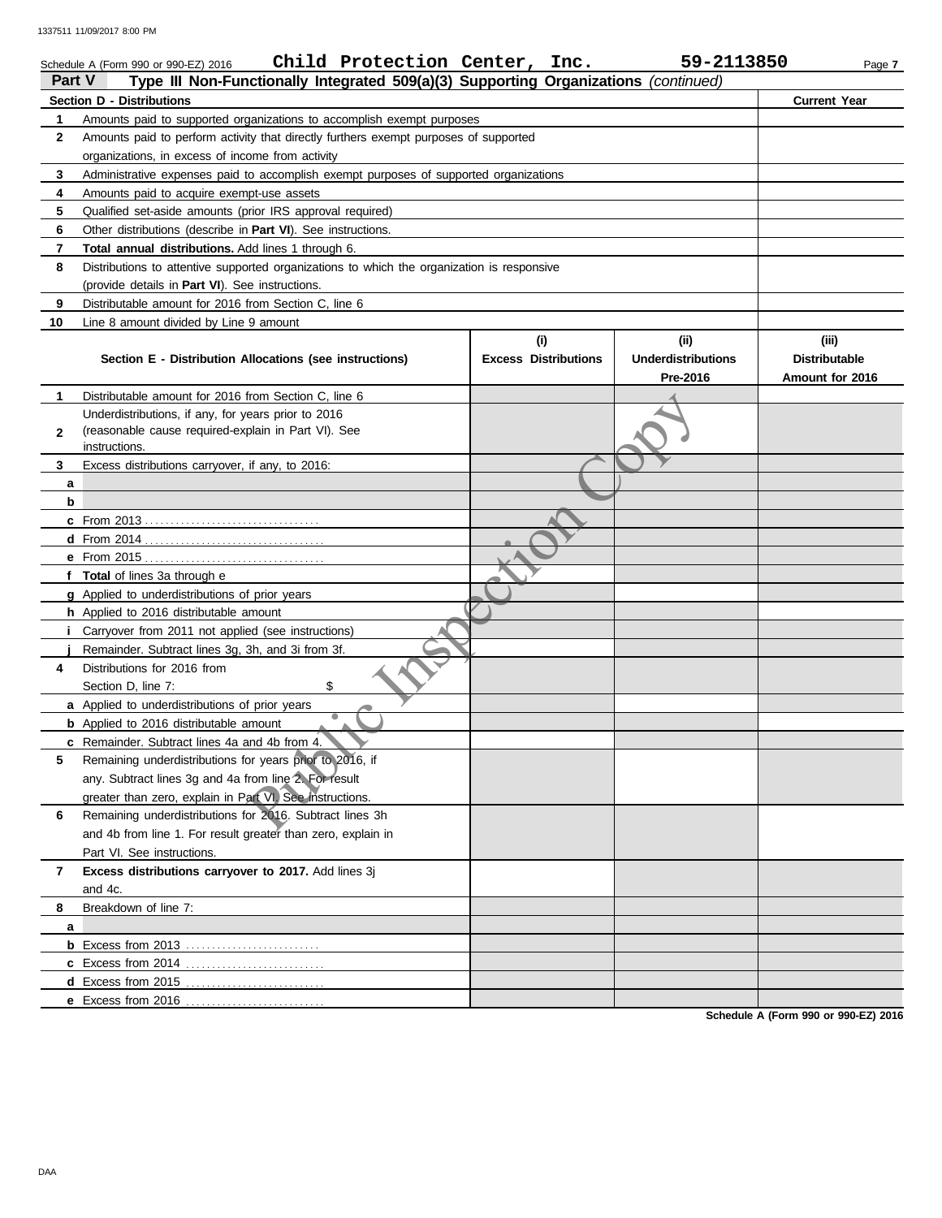Schedule A (Form 990 or 990-EZ) 2016 **Child Protection Center, Inc.** **59-2113850**

**Part V** **Type III Non-Functionally Integrated 509(a)(3) Supporting Organizations** *(continued)*

| **Section D - Distributions** | | **Current Year** |
|---|---|---|
| 1 | Amounts paid to supported organizations to accomplish exempt purposes | |
| 2 | Amounts paid to perform activity that directly furthers exempt purposes of supported organizations, in excess of income from activity | |
| 3 | Administrative expenses paid to accomplish exempt purposes of supported organizations | |
| 4 | Amounts paid to acquire exempt-use assets | |
| 5 | Qualified set-aside amounts (prior IRS approval required) | |
| 6 | Other distributions (describe in **Part VI**). See instructions. | |
| 7 | **Total annual distributions.** Add lines 1 through 6. | |
| 8 | Distributions to attentive supported organizations to which the organization is responsive (provide details in **Part VI**). See instructions. | |
| 9 | Distributable amount for 2016 from Section C, line 6 | |
| 10 | Line 8 amount divided by Line 9 amount | |

| | **Section E - Distribution Allocations (see instructions)** | **(i) Excess Distributions** | **(ii) Underdistributions Pre-2016** | **(iii) Distributable Amount for 2016** |
|---|---|---|---|---|
| 1 | Distributable amount for 2016 from Section C, line 6 | | | |
| 2 | Underdistributions, if any, for years prior to 2016 (reasonable cause required-explain in Part VI). See instructions. | | | |
| 3 | Excess distributions carryover, if any, to 2016: | | | |
| a | | | | |
| b | | | | |
| c | From 2013 | | | |
| d | From 2014 | | | |
| e | From 2015 | | | |
| f | **Total** of lines 3a through e | | | |
| g | Applied to underdistributions of prior years | | | |
| h | Applied to 2016 distributable amount | | | |
| i | Carryover from 2011 not applied (see instructions) | | | |
| j | Remainder. Subtract lines 3g, 3h, and 3i from 3f. | | | |
| 4 | Distributions for 2016 from Section D, line 7: $ | | | |
| a | Applied to underdistributions of prior years | | | |
| b | Applied to 2016 distributable amount | | | |
| c | Remainder. Subtract lines 4a and 4b from 4. | | | |
| 5 | Remaining underdistributions for years prior to 2016, if any. Subtract lines 3g and 4a from line 2. For result greater than zero, explain in Part VI. See instructions. | | | |
| 6 | Remaining underdistributions for 2016. Subtract lines 3h and 4b from line 1. For result greater than zero, explain in Part VI. See instructions. | | | |
| 7 | **Excess distributions carryover to 2017.** Add lines 3j and 4c. | | | |
| 8 | Breakdown of line 7: | | | |
| a | | | | |
| b | Excess from 2013 | | | |
| c | Excess from 2014 | | | |
| d | Excess from 2015 | | | |
| e | Excess from 2016 | | | |

Schedule A (Form 990 or 990-EZ) 2016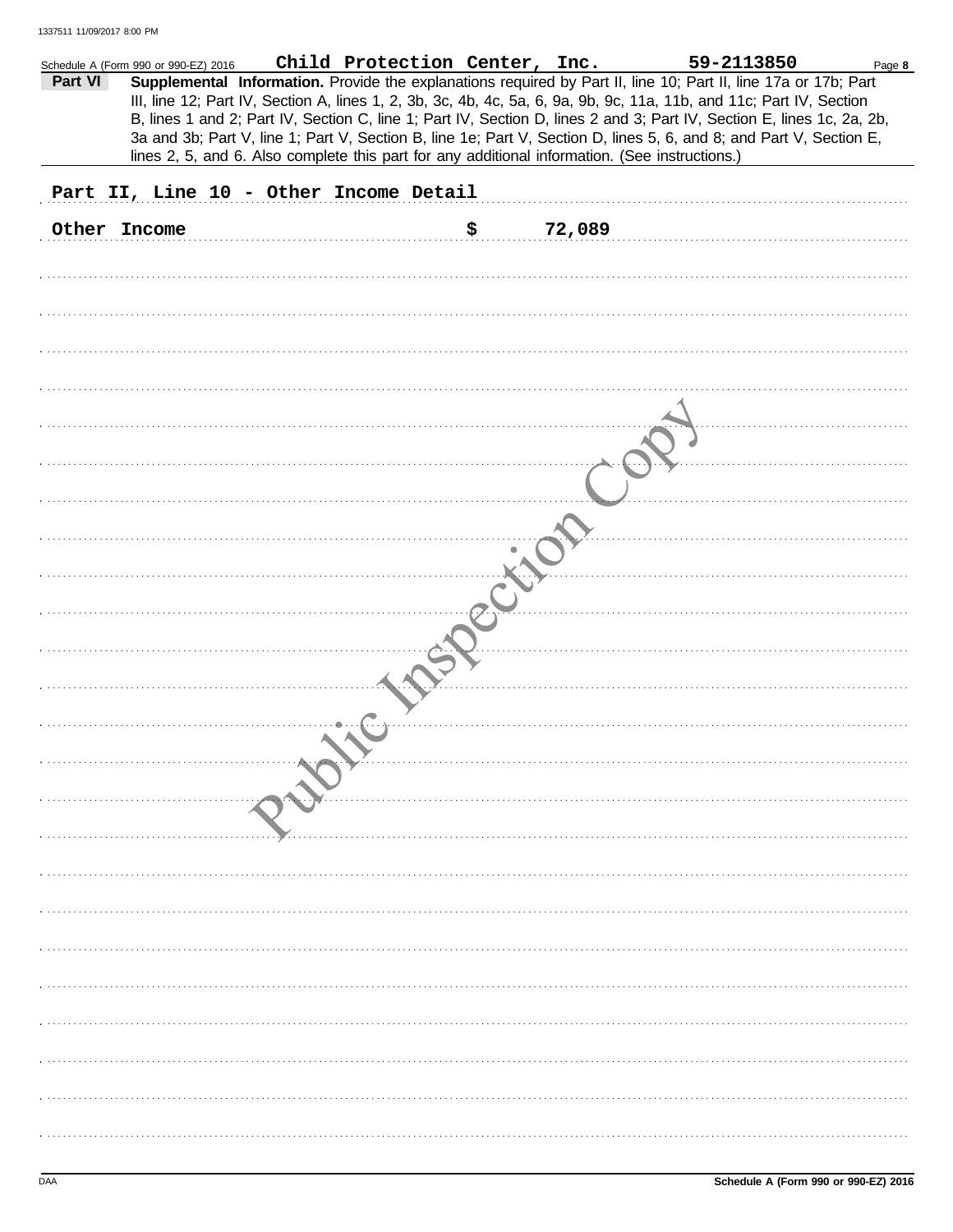Schedule A (Form 990 or 990-EZ) 2016 **Child Protection Center, Inc.** **59-2113850** Page **8**

**Part VI** **Supplemental Information.** Provide the explanations required by Part II, line 10; Part II, line 17a or 17b; Part III, line 12; Part IV, Section A, lines 1, 2, 3b, 3c, 4b, 4c, 5a, 6, 9a, 9b, 9c, 11a, 11b, and 11c; Part IV, Section B, lines 1 and 2; Part IV, Section C, line 1; Part IV, Section D, lines 2 and 3; Part IV, Section E, lines 1c, 2a, 2b, 3a and 3b; Part V, line 1; Part V, Section B, line 1e; Part V, Section D, lines 5, 6, and 8; and Part V, Section E, lines 2, 5, and 6. Also complete this part for any additional information. (See instructions.)

Part II, Line 10 - Other Income Detail

Other Income $ 72,089

Public Inspection Copy

DAA **Schedule A (Form 990 or 990-EZ) 2016**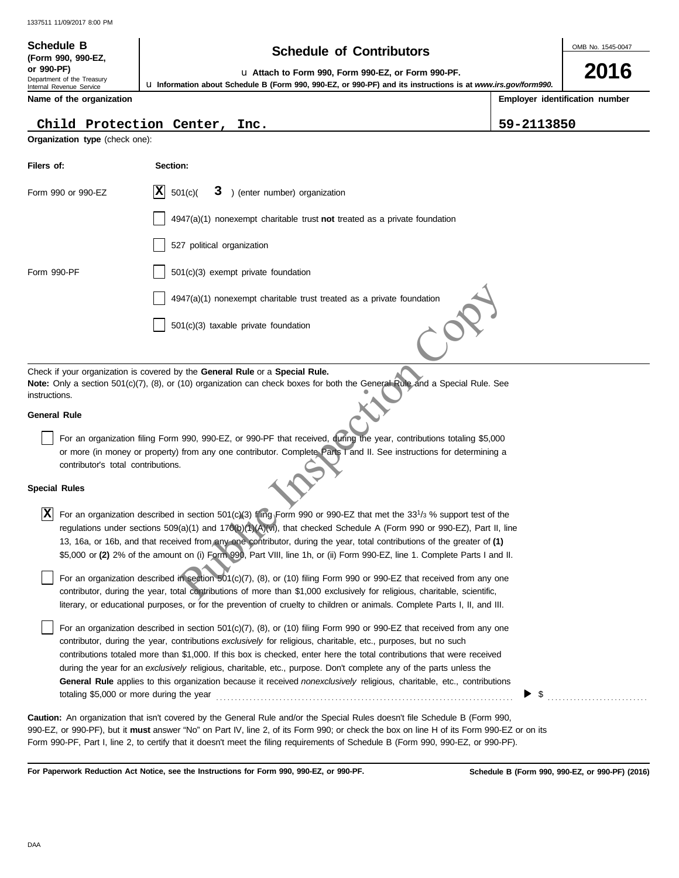1337511 11/09/2017 8:00 PM

**Schedule B (Form 990, 990-EZ, or 990-PF)**
Department of the Treasury
Internal Revenue Service

# Schedule of Contributors

u **Attach to Form 990, Form 990-EZ, or Form 990-PF.**

u **Information about Schedule B (Form 990, 990-EZ, or 990-PF) and its instructions is at *www.irs.gov/form990.***

OMB No. 1545-0047

**2016**

**Name of the organization**

Child Protection Center, Inc.

**Employer identification number**

59-2113850

**Organization type** (check one):

| **Filers of:** | **Section:** |
|---|---|
| Form 990 or 990-EZ | [X] 501(c)( 3 ) (enter number) organization |
| | [ ] 4947(a)(1) nonexempt charitable trust **not** treated as a private foundation |
| | [ ] 527 political organization |
| Form 990-PF | [ ] 501(c)(3) exempt private foundation |
| | [ ] 4947(a)(1) nonexempt charitable trust treated as a private foundation |
| | [ ] 501(c)(3) taxable private foundation |

Check if your organization is covered by the **General Rule** or a **Special Rule.**

**Note:** Only a section 501(c)(7), (8), or (10) organization can check boxes for both the General Rule and a Special Rule. See instructions.

**General Rule**

[ ] For an organization filing Form 990, 990-EZ, or 990-PF that received, during the year, contributions totaling $5,000 or more (in money or property) from any one contributor. Complete Parts I and II. See instructions for determining a contributor's total contributions.

**Special Rules**

[X] For an organization described in section 501(c)(3) filing Form 990 or 990-EZ that met the $33^1/_3$ % support test of the regulations under sections 509(a)(1) and 170(b)(1)(A)(vi), that checked Schedule A (Form 990 or 990-EZ), Part II, line 13, 16a, or 16b, and that received from any one contributor, during the year, total contributions of the greater of **(1)** $5,000 or **(2)** 2% of the amount on (i) Form 990, Part VIII, line 1h, or (ii) Form 990-EZ, line 1. Complete Parts I and II.

[ ] For an organization described in section 501(c)(7), (8), or (10) filing Form 990 or 990-EZ that received from any one contributor, during the year, total contributions of more than $1,000 exclusively for religious, charitable, scientific, literary, or educational purposes, or for the prevention of cruelty to children or animals. Complete Parts I, II, and III.

[ ] For an organization described in section 501(c)(7), (8), or (10) filing Form 990 or 990-EZ that received from any one contributor, during the year, contributions *exclusively* for religious, charitable, etc., purposes, but no such contributions totaled more than $1,000. If this box is checked, enter here the total contributions that were received during the year for an *exclusively* religious, charitable, etc., purpose. Don't complete any of the parts unless the **General Rule** applies to this organization because it received *nonexclusively* religious, charitable, etc., contributions totaling $5,000 or more during the year . . . . . . . . . . ▶ $ . . . . . . . . . .

**Caution:** An organization that isn't covered by the General Rule and/or the Special Rules doesn't file Schedule B (Form 990, 990-EZ, or 990-PF), but it **must** answer "No" on Part IV, line 2, of its Form 990; or check the box on line H of its Form 990-EZ or on its Form 990-PF, Part I, line 2, to certify that it doesn't meet the filing requirements of Schedule B (Form 990, 990-EZ, or 990-PF).

**For Paperwork Reduction Act Notice, see the Instructions for Form 990, 990-EZ, or 990-PF.** **Schedule B (Form 990, 990-EZ, or 990-PF) (2016)**

DAA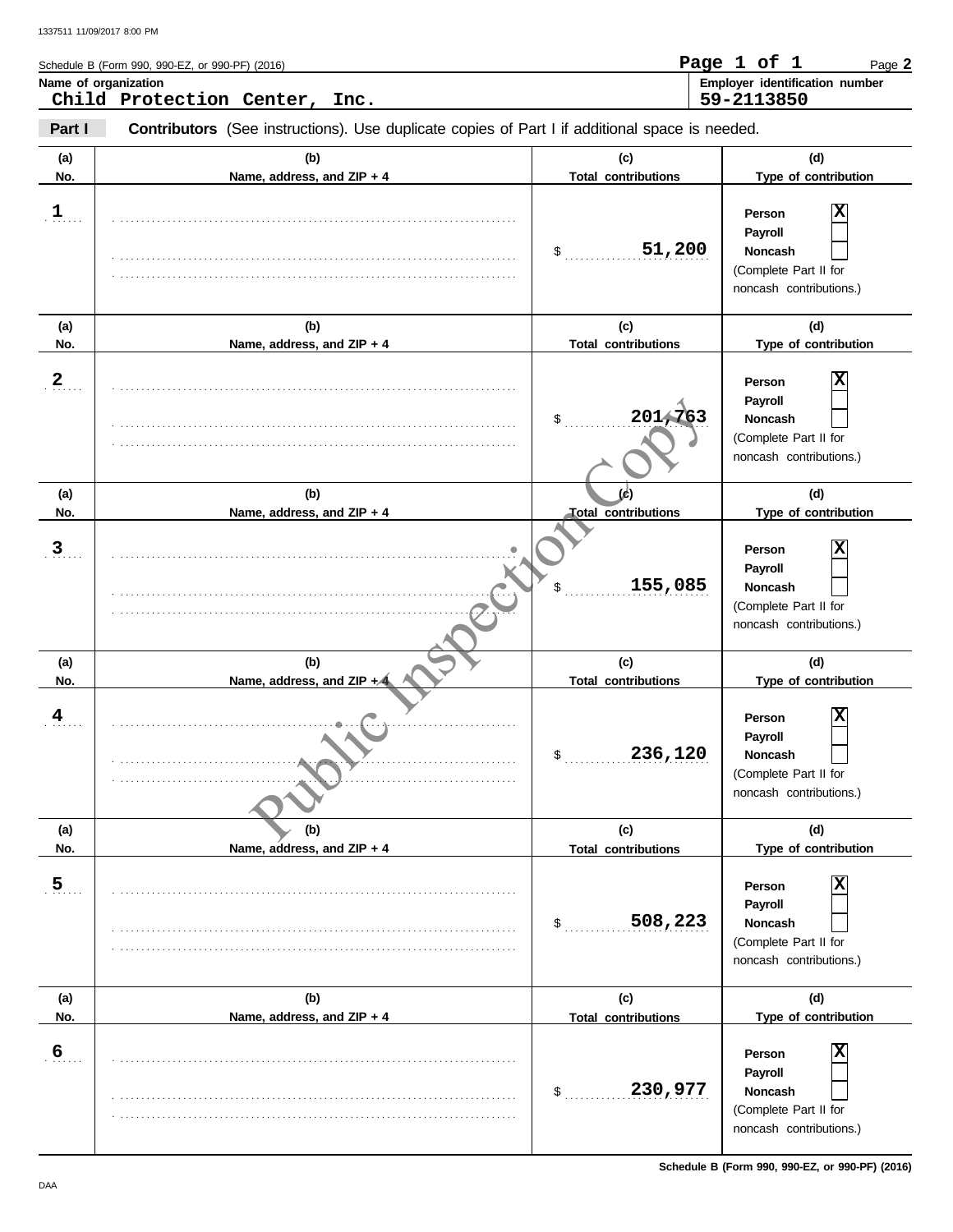1337511 11/09/2017 8:00 PM

Schedule B (Form 990, 990-EZ, or 990-PF) (2016)

Page 1 of 1

Page **2**

**Name of organization**
Child Protection Center, Inc.

**Employer identification number**
59-2113850

**Part I** **Contributors** (See instructions). Use duplicate copies of Part I if additional space is needed.

| (a) No. | (b) Name, address, and ZIP + 4 | (c) Total contributions | (d) Type of contribution |
|---|---|---|---|
| 1 | | $ 51,200 | Person [X] Payroll [ ] Noncash [ ] (Complete Part II for noncash contributions.) |
| 2 | | $ 201,763 | Person [X] Payroll [ ] Noncash [ ] (Complete Part II for noncash contributions.) |
| 3 | | $ 155,085 | Person [X] Payroll [ ] Noncash [ ] (Complete Part II for noncash contributions.) |
| 4 | | $ 236,120 | Person [X] Payroll [ ] Noncash [ ] (Complete Part II for noncash contributions.) |
| 5 | | $ 508,223 | Person [X] Payroll [ ] Noncash [ ] (Complete Part II for noncash contributions.) |
| 6 | | $ 230,977 | Person [X] Payroll [ ] Noncash [ ] (Complete Part II for noncash contributions.) |

Public Inspection Copy

**Schedule B (Form 990, 990-EZ, or 990-PF) (2016)**

DAA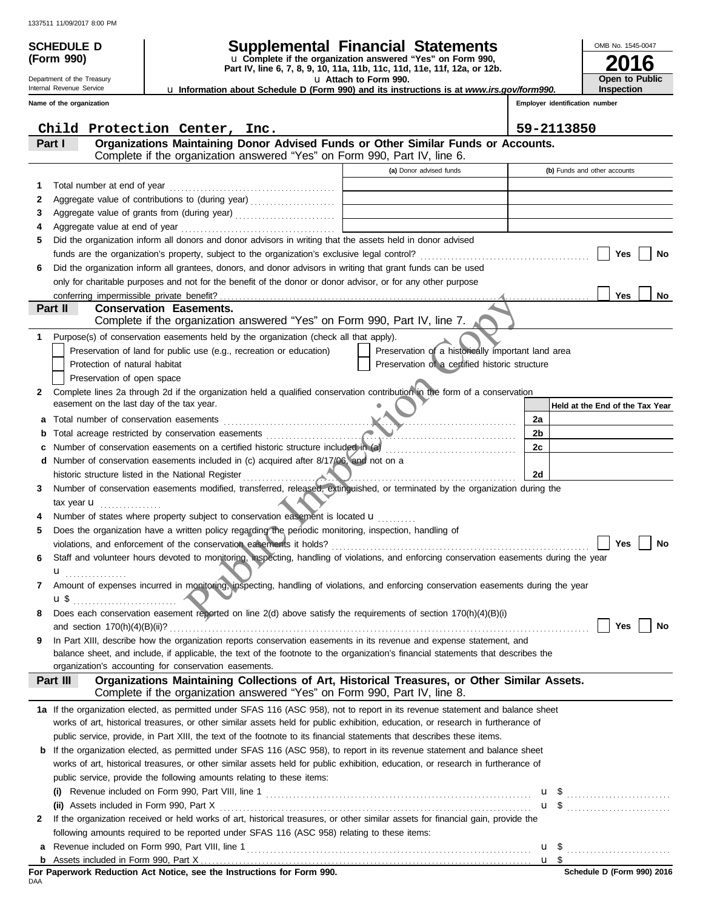1337511 11/09/2017 8:00 PM

**SCHEDULE D (Form 990)**

Department of the Treasury
Internal Revenue Service

# Supplemental Financial Statements

u Complete if the organization answered "Yes" on Form 990, Part IV, line 6, 7, 8, 9, 10, 11a, 11b, 11c, 11d, 11e, 11f, 12a, or 12b.
u Attach to Form 990.
u Information about Schedule D (Form 990) and its instructions is at *www.irs.gov/form990.*

OMB No. 1545-0047

**2016**

**Open to Public Inspection**

Name of the organization: Child Protection Center, Inc.

Employer identification number: 59-2113850

## Part I Organizations Maintaining Donor Advised Funds or Other Similar Funds or Accounts.
Complete if the organization answered "Yes" on Form 990, Part IV, line 6.

| | | (a) Donor advised funds | (b) Funds and other accounts |
|---|---|---|---|
| 1 | Total number at end of year | | |
| 2 | Aggregate value of contributions to (during year) | | |
| 3 | Aggregate value of grants from (during year) | | |
| 4 | Aggregate value at end of year | | |

5 Did the organization inform all donors and donor advisors in writing that the assets held in donor advised funds are the organization's property, subject to the organization's exclusive legal control? Yes No

6 Did the organization inform all grantees, donors, and donor advisors in writing that grant funds can be used only for charitable purposes and not for the benefit of the donor or donor advisor, or for any other purpose conferring impermissible private benefit? Yes No

## Part II Conservation Easements.
Complete if the organization answered "Yes" on Form 990, Part IV, line 7.

1 Purpose(s) of conservation easements held by the organization (check all that apply).
- Preservation of land for public use (e.g., recreation or education)
- Protection of natural habitat
- Preservation of open space
- Preservation of a historically important land area
- Preservation of a certified historic structure

2 Complete lines 2a through 2d if the organization held a qualified conservation contribution in the form of a conservation easement on the last day of the tax year.

| | | | Held at the End of the Tax Year |
|---|---|---|---|
| a | Total number of conservation easements | 2a | |
| b | Total acreage restricted by conservation easements | 2b | |
| c | Number of conservation easements on a certified historic structure included in (a) | 2c | |
| d | Number of conservation easements included in (c) acquired after 8/17/06, and not on a historic structure listed in the National Register | 2d | |

3 Number of conservation easements modified, transferred, released, extinguished, or terminated by the organization during the tax year u

4 Number of states where property subject to conservation easement is located u

5 Does the organization have a written policy regarding the periodic monitoring, inspection, handling of violations, and enforcement of the conservation easements it holds? Yes No

6 Staff and volunteer hours devoted to monitoring, inspecting, handling of violations, and enforcing conservation easements during the year u

7 Amount of expenses incurred in monitoring, inspecting, handling of violations, and enforcing conservation easements during the year u $

8 Does each conservation easement reported on line 2(d) above satisfy the requirements of section 170(h)(4)(B)(i) and section 170(h)(4)(B)(ii)? Yes No

9 In Part XIII, describe how the organization reports conservation easements in its revenue and expense statement, and balance sheet, and include, if applicable, the text of the footnote to the organization's financial statements that describes the organization's accounting for conservation easements.

## Part III Organizations Maintaining Collections of Art, Historical Treasures, or Other Similar Assets.
Complete if the organization answered "Yes" on Form 990, Part IV, line 8.

1a If the organization elected, as permitted under SFAS 116 (ASC 958), not to report in its revenue statement and balance sheet works of art, historical treasures, or other similar assets held for public exhibition, education, or research in furtherance of public service, provide, in Part XIII, the text of the footnote to its financial statements that describes these items.

b If the organization elected, as permitted under SFAS 116 (ASC 958), to report in its revenue statement and balance sheet works of art, historical treasures, or other similar assets held for public exhibition, education, or research in furtherance of public service, provide the following amounts relating to these items:

(i) Revenue included on Form 990, Part VIII, line 1 u $

(ii) Assets included in Form 990, Part X u $

2 If the organization received or held works of art, historical treasures, or other similar assets for financial gain, provide the following amounts required to be reported under SFAS 116 (ASC 958) relating to these items:

a Revenue included on Form 990, Part VIII, line 1 u $

b Assets included in Form 990, Part X u $

**For Paperwork Reduction Act Notice, see the Instructions for Form 990.**

DAA

Schedule D (Form 990) 2016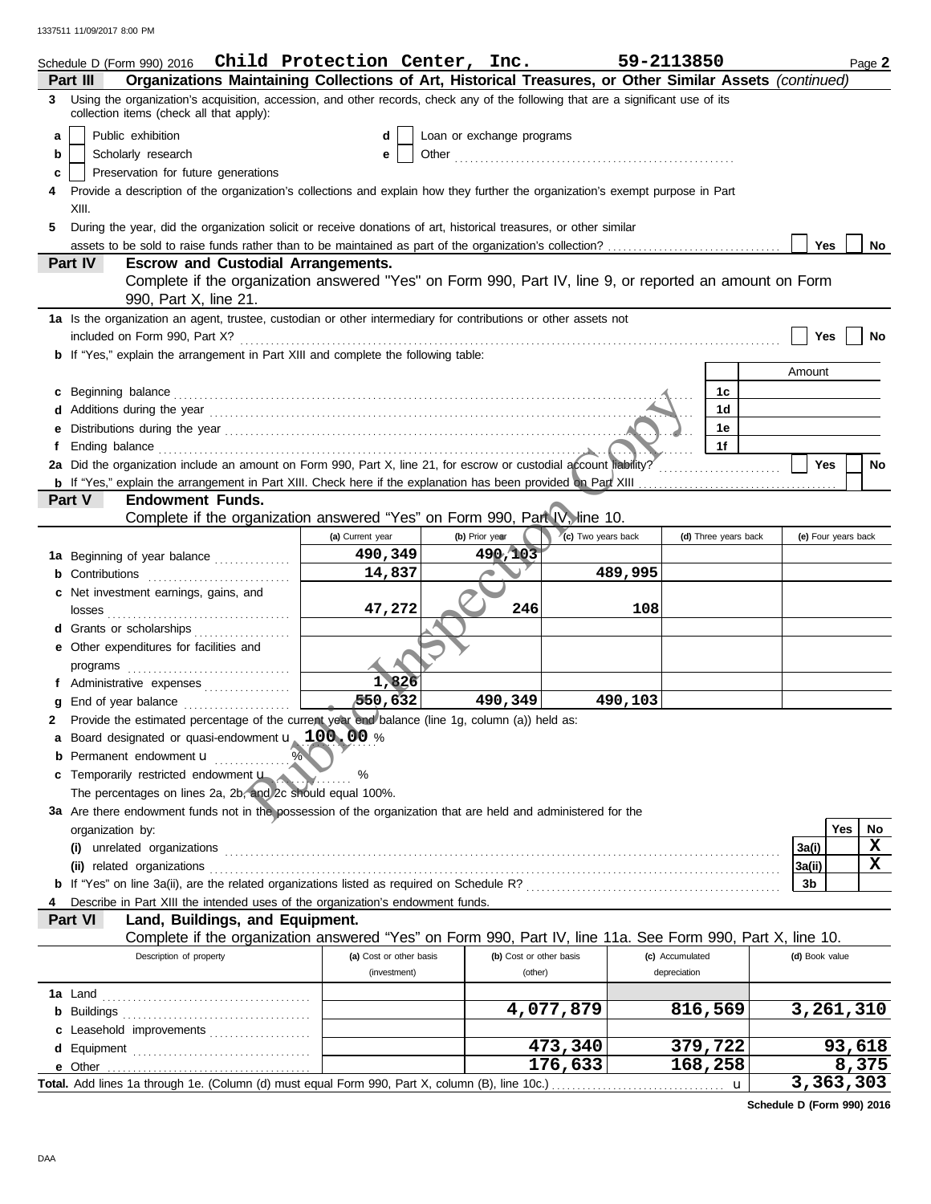Schedule D (Form 990) 2016 **Child Protection Center, Inc.** **59-2113850** Page **2**

**Part III** **Organizations Maintaining Collections of Art, Historical Treasures, or Other Similar Assets** *(continued)*

**3** Using the organization's acquisition, accession, and other records, check any of the following that are a significant use of its collection items (check all that apply):

- **a** ☐ Public exhibition
- **b** ☐ Scholarly research
- **c** ☐ Preservation for future generations
- **d** ☐ Loan or exchange programs
- **e** ☐ Other

**4** Provide a description of the organization's collections and explain how they further the organization's exempt purpose in Part XIII.

**5** During the year, did the organization solicit or receive donations of art, historical treasures, or other similar assets to be sold to raise funds rather than to be maintained as part of the organization's collection? ☐ Yes ☐ No

**Part IV** **Escrow and Custodial Arrangements.**
Complete if the organization answered "Yes" on Form 990, Part IV, line 9, or reported an amount on Form 990, Part X, line 21.

**1a** Is the organization an agent, trustee, custodian or other intermediary for contributions or other assets not included on Form 990, Part X? ☐ Yes ☐ No

**b** If "Yes," explain the arrangement in Part XIII and complete the following table:

| | | Amount |
|---|---|---|
| **c** Beginning balance | 1c | |
| **d** Additions during the year | 1d | |
| **e** Distributions during the year | 1e | |
| **f** Ending balance | 1f | |

**2a** Did the organization include an amount on Form 990, Part X, line 21, for escrow or custodial account liability? ☐ Yes ☐ No

**b** If "Yes," explain the arrangement in Part XIII. Check here if the explanation has been provided on Part XIII ☐

**Part V** **Endowment Funds.**
Complete if the organization answered "Yes" on Form 990, Part IV, line 10.

| | (a) Current year | (b) Prior year | (c) Two years back | (d) Three years back | (e) Four years back |
|---|---|---|---|---|---|
| **1a** Beginning of year balance | 490,349 | 490,103 | | | |
| **b** Contributions | 14,837 | | 489,995 | | |
| **c** Net investment earnings, gains, and losses | 47,272 | 246 | 108 | | |
| **d** Grants or scholarships | | | | | |
| **e** Other expenditures for facilities and programs | | | | | |
| **f** Administrative expenses | 1,826 | | | | |
| **g** End of year balance | 550,632 | 490,349 | 490,103 | | |

**2** Provide the estimated percentage of the current year end balance (line 1g, column (a)) held as:

- **a** Board designated or quasi-endowment **100.00** %
- **b** Permanent endowment %
- **c** Temporarily restricted endowment %

The percentages on lines 2a, 2b, and 2c should equal 100%.

**3a** Are there endowment funds not in the possession of the organization that are held and administered for the organization by:

| | | Yes | No |
|---|---|---|---|
| **(i)** unrelated organizations | 3a(i) | | X |
| **(ii)** related organizations | 3a(ii) | | X |
| **b** If "Yes" on line 3a(ii), are the related organizations listed as required on Schedule R? | 3b | | |

**4** Describe in Part XIII the intended uses of the organization's endowment funds.

**Part VI** **Land, Buildings, and Equipment.**
Complete if the organization answered "Yes" on Form 990, Part IV, line 11a. See Form 990, Part X, line 10.

| Description of property | (a) Cost or other basis (investment) | (b) Cost or other basis (other) | (c) Accumulated depreciation | (d) Book value |
|---|---|---|---|---|
| **1a** Land | | | | |
| **b** Buildings | | 4,077,879 | 816,569 | 3,261,310 |
| **c** Leasehold improvements | | | | |
| **d** Equipment | | 473,340 | 379,722 | 93,618 |
| **e** Other | | 176,633 | 168,258 | 8,375 |
| **Total.** Add lines 1a through 1e. (Column (d) must equal Form 990, Part X, column (B), line 10c.) | | | | 3,363,303 |

**Schedule D (Form 990) 2016**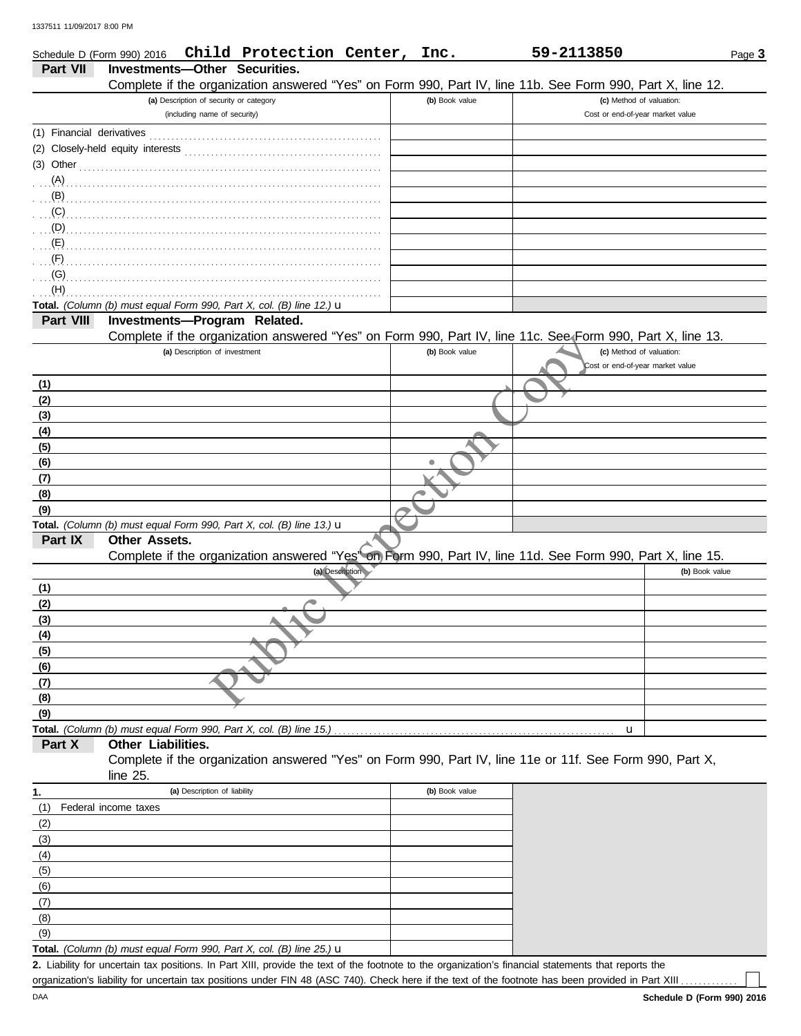Schedule D (Form 990) 2016 **Child Protection Center, Inc.** **59-2113850** Page **3**

## Part VII Investments—Other Securities.

Complete if the organization answered "Yes" on Form 990, Part IV, line 11b. See Form 990, Part X, line 12.

| (a) Description of security or category (including name of security) | (b) Book value | (c) Method of valuation: Cost or end-of-year market value |
|---|---|---|
| (1) Financial derivatives | | |
| (2) Closely-held equity interests | | |
| (3) Other | | |
| (A) | | |
| (B) | | |
| (C) | | |
| (D) | | |
| (E) | | |
| (F) | | |
| (G) | | |
| (H) | | |
| **Total.** *(Column (b) must equal Form 990, Part X, col. (B) line 12.)* u | | |

## Part VIII Investments—Program Related.

Complete if the organization answered "Yes" on Form 990, Part IV, line 11c. See Form 990, Part X, line 13.

| (a) Description of investment | (b) Book value | (c) Method of valuation: Cost or end-of-year market value |
|---|---|---|
| **(1)** | | |
| **(2)** | | |
| **(3)** | | |
| **(4)** | | |
| **(5)** | | |
| **(6)** | | |
| **(7)** | | |
| **(8)** | | |
| **(9)** | | |
| **Total.** *(Column (b) must equal Form 990, Part X, col. (B) line 13.)* u | | |

## Part IX Other Assets.

Complete if the organization answered "Yes" on Form 990, Part IV, line 11d. See Form 990, Part X, line 15.

| (a) Description | (b) Book value |
|---|---|
| **(1)** | |
| **(2)** | |
| **(3)** | |
| **(4)** | |
| **(5)** | |
| **(6)** | |
| **(7)** | |
| **(8)** | |
| **(9)** | |
| **Total.** *(Column (b) must equal Form 990, Part X, col. (B) line 15.)* u | |

## Part X Other Liabilities.

Complete if the organization answered "Yes" on Form 990, Part IV, line 11e or 11f. See Form 990, Part X, line 25.

| **1.** (a) Description of liability | (b) Book value |
|---|---|
| (1) Federal income taxes | |
| (2) | |
| (3) | |
| (4) | |
| (5) | |
| (6) | |
| (7) | |
| (8) | |
| (9) | |
| **Total.** *(Column (b) must equal Form 990, Part X, col. (B) line 25.)* u | |

**2.** Liability for uncertain tax positions. In Part XIII, provide the text of the footnote to the organization's financial statements that reports the organization's liability for uncertain tax positions under FIN 48 (ASC 740). Check here if the text of the footnote has been provided in Part XIII ☐

DAA **Schedule D (Form 990) 2016**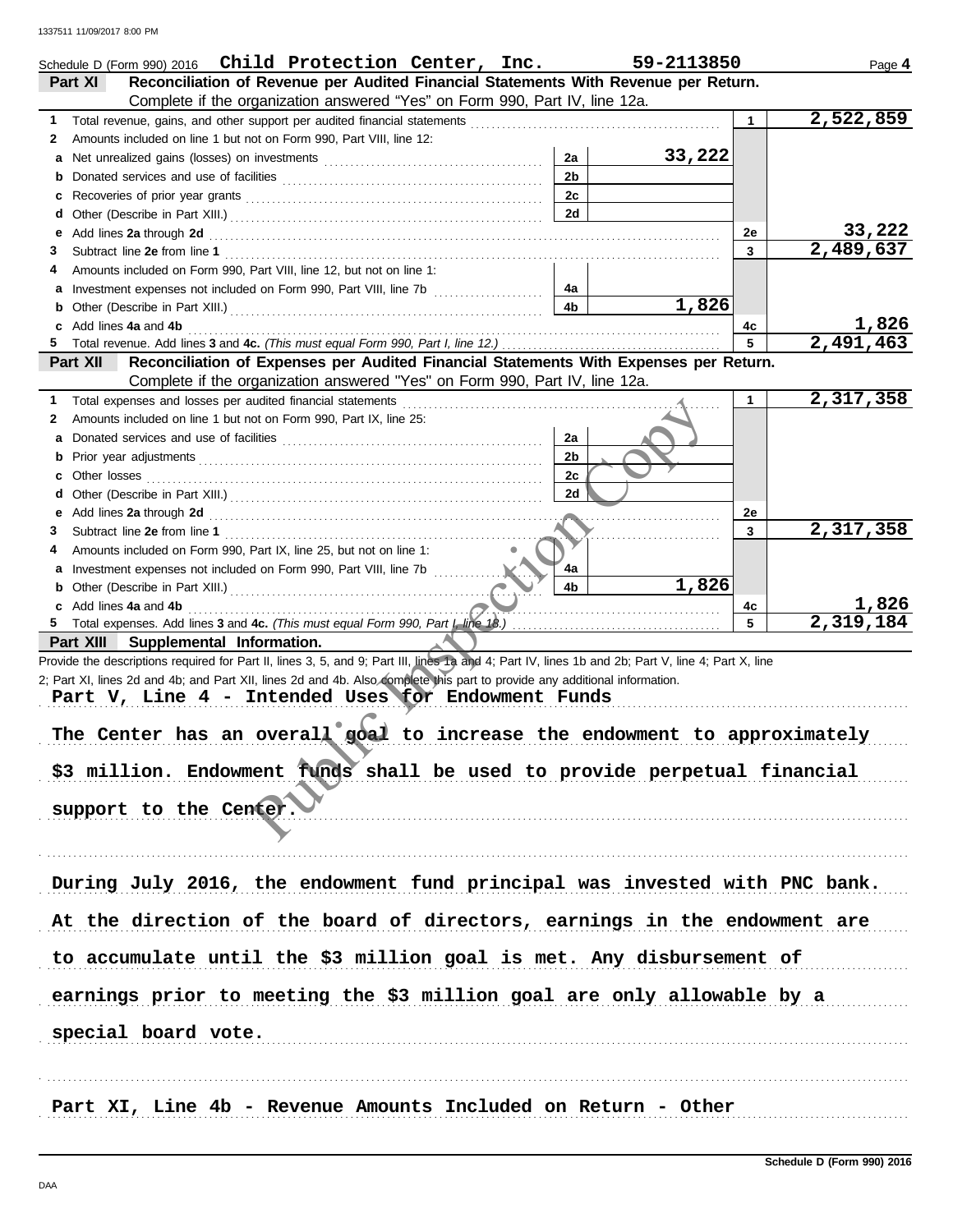Schedule D (Form 990) 2016 Child Protection Center, Inc. 59-2113850 Page 4

**Part XI Reconciliation of Revenue per Audited Financial Statements With Revenue per Return.**
Complete if the organization answered "Yes" on Form 990, Part IV, line 12a.

| | | | | | |
|---|---|---|---|---|---|
| 1 | Total revenue, gains, and other support per audited financial statements | | | 1 | 2,522,859 |
| 2 | Amounts included on line 1 but not on Form 990, Part VIII, line 12: | | | | |
| a | Net unrealized gains (losses) on investments | 2a | 33,222 | | |
| b | Donated services and use of facilities | 2b | | | |
| c | Recoveries of prior year grants | 2c | | | |
| d | Other (Describe in Part XIII.) | 2d | | | |
| e | Add lines 2a through 2d | | | 2e | 33,222 |
| 3 | Subtract line 2e from line 1 | | | 3 | 2,489,637 |
| 4 | Amounts included on Form 990, Part VIII, line 12, but not on line 1: | | | | |
| a | Investment expenses not included on Form 990, Part VIII, line 7b | 4a | | | |
| b | Other (Describe in Part XIII.) | 4b | 1,826 | | |
| c | Add lines 4a and 4b | | | 4c | 1,826 |
| 5 | Total revenue. Add lines 3 and 4c. *(This must equal Form 990, Part I, line 12.)* | | | 5 | 2,491,463 |

**Part XII Reconciliation of Expenses per Audited Financial Statements With Expenses per Return.**
Complete if the organization answered "Yes" on Form 990, Part IV, line 12a.

| | | | | | |
|---|---|---|---|---|---|
| 1 | Total expenses and losses per audited financial statements | | | 1 | 2,317,358 |
| 2 | Amounts included on line 1 but not on Form 990, Part IX, line 25: | | | | |
| a | Donated services and use of facilities | 2a | | | |
| b | Prior year adjustments | 2b | | | |
| c | Other losses | 2c | | | |
| d | Other (Describe in Part XIII.) | 2d | | | |
| e | Add lines 2a through 2d | | | 2e | |
| 3 | Subtract line 2e from line 1 | | | 3 | 2,317,358 |
| 4 | Amounts included on Form 990, Part IX, line 25, but not on line 1: | | | | |
| a | Investment expenses not included on Form 990, Part VIII, line 7b | 4a | | | |
| b | Other (Describe in Part XIII.) | 4b | 1,826 | | |
| c | Add lines 4a and 4b | | | 4c | 1,826 |
| 5 | Total expenses. Add lines 3 and 4c. *(This must equal Form 990, Part I, line 18.)* | | | 5 | 2,319,184 |

**Part XIII Supplemental Information.**

Provide the descriptions required for Part II, lines 3, 5, and 9; Part III, lines 1a and 4; Part IV, lines 1b and 2b; Part V, line 4; Part X, line 2; Part XI, lines 2d and 4b; and Part XII, lines 2d and 4b. Also complete this part to provide any additional information.

Part V, Line 4 - Intended Uses for Endowment Funds

The Center has an overall goal to increase the endowment to approximately $3 million. Endowment funds shall be used to provide perpetual financial support to the Center.

During July 2016, the endowment fund principal was invested with PNC bank. At the direction of the board of directors, earnings in the endowment are to accumulate until the $3 million goal is met. Any disbursement of earnings prior to meeting the $3 million goal are only allowable by a special board vote.

Part XI, Line 4b - Revenue Amounts Included on Return - Other

Schedule D (Form 990) 2016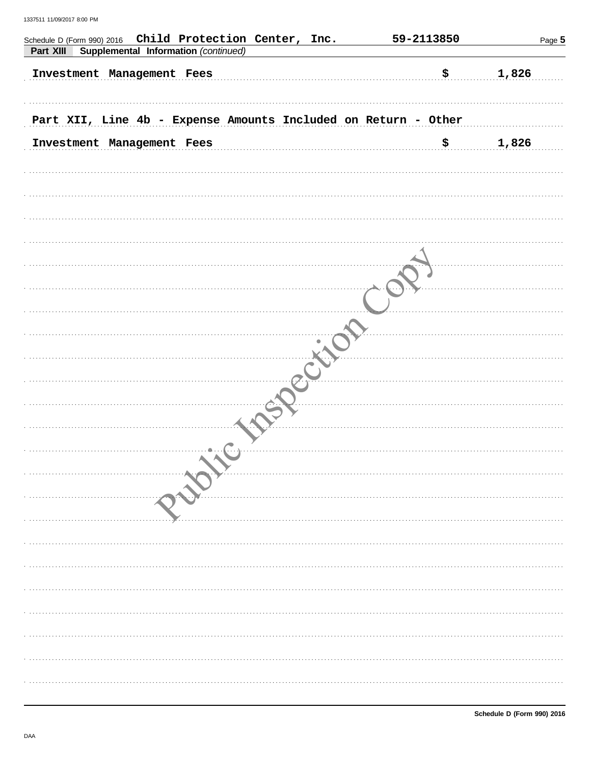Schedule D (Form 990) 2016 Child Protection Center, Inc. 59-2113850

**Part XIII Supplemental Information** *(continued)*

Investment Management Fees $ 1,826

Part XII, Line 4b - Expense Amounts Included on Return - Other

Investment Management Fees $ 1,826

Schedule D (Form 990) 2016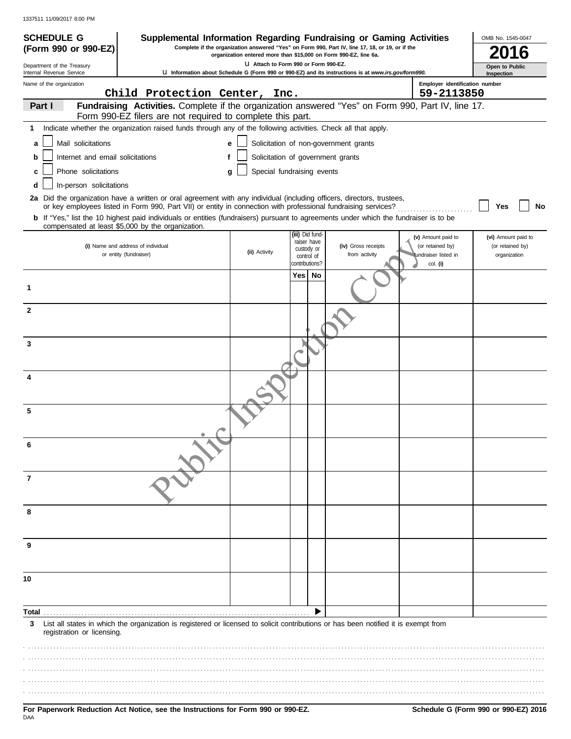1337511 11/09/2017 8:00 PM

**SCHEDULE G (Form 990 or 990-EZ)**

Department of the Treasury
Internal Revenue Service

# Supplemental Information Regarding Fundraising or Gaming Activities

**Complete if the organization answered "Yes" on Form 990, Part IV, line 17, 18, or 19, or if the organization entered more than $15,000 on Form 990-EZ, line 6a.**

**u Attach to Form 990 or Form 990-EZ.**

**u Information about Schedule G (Form 990 or 990-EZ) and its instructions is at *www.irs.gov/form990.***

OMB No. 1545-0047

**2016**

**Open to Public Inspection**

Name of the organization: **Child Protection Center, Inc.**

Employer identification number: **59-2113850**

## Part I Fundraising Activities. 
Complete if the organization answered "Yes" on Form 990, Part IV, line 17. Form 990-EZ filers are not required to complete this part.

**1** Indicate whether the organization raised funds through any of the following activities. Check all that apply.

- **a** ☐ Mail solicitations
- **b** ☐ Internet and email solicitations
- **c** ☐ Phone solicitations
- **d** ☐ In-person solicitations
- **e** ☐ Solicitation of non-government grants
- **f** ☐ Solicitation of government grants
- **g** ☐ Special fundraising events

**2a** Did the organization have a written or oral agreement with any individual (including officers, directors, trustees, or key employees listed in Form 990, Part VII) or entity in connection with professional fundraising services? ☐ **Yes** ☐ **No**

**b** If "Yes," list the 10 highest paid individuals or entities (fundraisers) pursuant to agreements under which the fundraiser is to be compensated at least $5,000 by the organization.

| (i) Name and address of individual or entity (fundraiser) | (ii) Activity | (iii) Did fund-raiser have custody or control of contributions? | | (iv) Gross receipts from activity | (v) Amount paid to (or retained by) fundraiser listed in col. (i) | (vi) Amount paid to (or retained by) organization |
|---|---|---|---|---|---|---|
| | | Yes | No | | | |
| 1 | | | | | | |
| 2 | | | | | | |
| 3 | | | | | | |
| 4 | | | | | | |
| 5 | | | | | | |
| 6 | | | | | | |
| 7 | | | | | | |
| 8 | | | | | | |
| 9 | | | | | | |
| 10 | | | | | | |
| **Total** | | | ▶ | | | |

**3** List all states in which the organization is registered or licensed to solicit contributions or has been notified it is exempt from registration or licensing.

**For Paperwork Reduction Act Notice, see the Instructions for Form 990 or 990-EZ.**

**Schedule G (Form 990 or 990-EZ) 2016**

DAA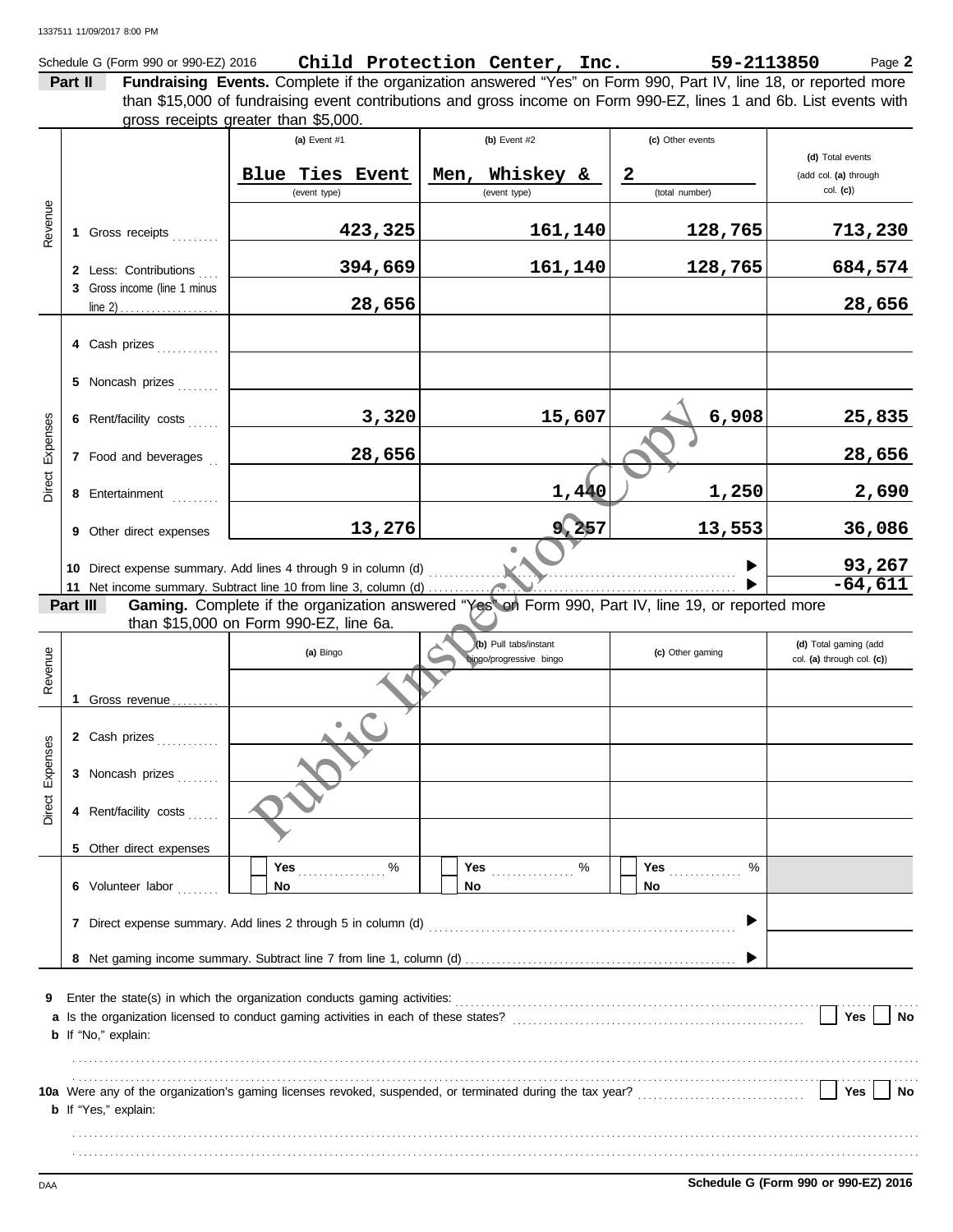Schedule G (Form 990 or 990-EZ) 2016 **Child Protection Center, Inc.** **59-2113850** Page **2**

**Part II** **Fundraising Events.** Complete if the organization answered "Yes" on Form 990, Part IV, line 18, or reported more than $15,000 of fundraising event contributions and gross income on Form 990-EZ, lines 1 and 6b. List events with gross receipts greater than $5,000.

| | | (a) Event #1 | (b) Event #2 | (c) Other events | (d) Total events (add col. (a) through col. (c)) |
|---|---|---|---|---|---|
| | | Blue Ties Event (event type) | Men, Whiskey & (event type) | 2 (total number) | |
| Revenue | 1 Gross receipts | 423,325 | 161,140 | 128,765 | 713,230 |
| | 2 Less: Contributions | 394,669 | 161,140 | 128,765 | 684,574 |
| | 3 Gross income (line 1 minus line 2) | 28,656 | | | 28,656 |
| Direct Expenses | 4 Cash prizes | | | | |
| | 5 Noncash prizes | | | | |
| | 6 Rent/facility costs | 3,320 | 15,607 | 6,908 | 25,835 |
| | 7 Food and beverages | 28,656 | | | 28,656 |
| | 8 Entertainment | | 1,440 | 1,250 | 2,690 |
| | 9 Other direct expenses | 13,276 | 9,257 | 13,553 | 36,086 |
| | 10 Direct expense summary. Add lines 4 through 9 in column (d) | | | ▶ | 93,267 |
| | 11 Net income summary. Subtract line 10 from line 3, column (d) | | | ▶ | -64,611 |

**Part III** **Gaming.** Complete if the organization answered "Yes" on Form 990, Part IV, line 19, or reported more than $15,000 on Form 990-EZ, line 6a.

| | | (a) Bingo | (b) Pull tabs/instant bingo/progressive bingo | (c) Other gaming | (d) Total gaming (add col. (a) through col. (c)) |
|---|---|---|---|---|---|
| Revenue | 1 Gross revenue | | | | |
| Direct Expenses | 2 Cash prizes | | | | |
| | 3 Noncash prizes | | | | |
| | 4 Rent/facility costs | | | | |
| | 5 Other direct expenses | | | | |
| | 6 Volunteer labor | Yes % No | Yes % No | Yes % No | |
| | 7 Direct expense summary. Add lines 2 through 5 in column (d) | | | ▶ | |
| | 8 Net gaming income summary. Subtract line 7 from line 1, column (d) | | | ▶ | |

9 Enter the state(s) in which the organization conducts gaming activities:

a Is the organization licensed to conduct gaming activities in each of these states? Yes No

b If "No," explain:

10a Were any of the organization's gaming licenses revoked, suspended, or terminated during the tax year? Yes No

b If "Yes," explain:

Schedule G (Form 990 or 990-EZ) 2016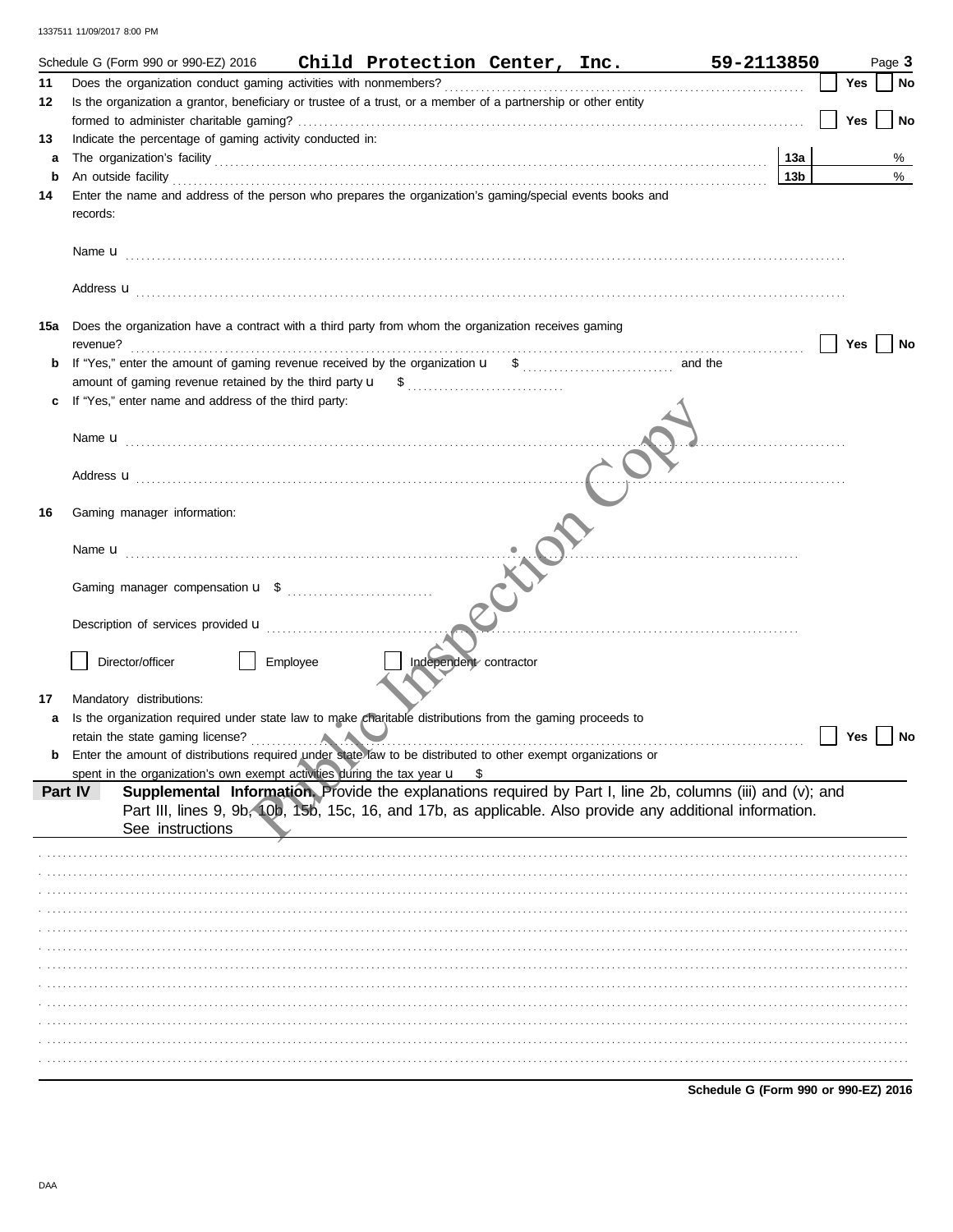Schedule G (Form 990 or 990-EZ) 2016 **Child Protection Center, Inc.** **59-2113850** Page **3**

**11** Does the organization conduct gaming activities with nonmembers? ☐ Yes ☐ No

**12** Is the organization a grantor, beneficiary or trustee of a trust, or a member of a partnership or other entity formed to administer charitable gaming? ☐ Yes ☐ No

**13** Indicate the percentage of gaming activity conducted in:

**a** The organization's facility **13a** %

**b** An outside facility **13b** %

**14** Enter the name and address of the person who prepares the organization's gaming/special events books and records:

Name u

Address u

**15a** Does the organization have a contract with a third party from whom the organization receives gaming revenue? ☐ Yes ☐ No

**b** If "Yes," enter the amount of gaming revenue received by the organization u $ and the amount of gaming revenue retained by the third party u $

**c** If "Yes," enter name and address of the third party:

Name u

Address u

**16** Gaming manager information:

Name u

Gaming manager compensation u $

Description of services provided u

☐ Director/officer ☐ Employee ☐ Independent contractor

**17** Mandatory distributions:

**a** Is the organization required under state law to make charitable distributions from the gaming proceeds to retain the state gaming license? ☐ Yes ☐ No

**b** Enter the amount of distributions required under state law to be distributed to other exempt organizations or spent in the organization's own exempt activities during the tax year u $

**Part IV** **Supplemental Information.** Provide the explanations required by Part I, line 2b, columns (iii) and (v); and Part III, lines 9, 9b, 10b, 15b, 15c, 16, and 17b, as applicable. Also provide any additional information. See instructions

**Schedule G (Form 990 or 990-EZ) 2016**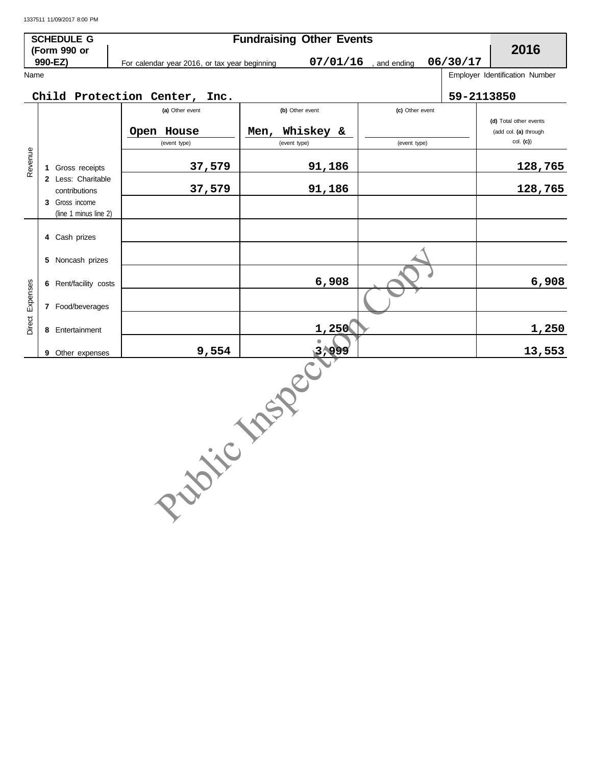1337511 11/09/2017 8:00 PM

**SCHEDULE G (Form 990 or 990-EZ)**

## Fundraising Other Events

For calendar year 2016, or tax year beginning 07/01/16 , and ending 06/30/17

**2016**

Name: Child Protection Center, Inc.

Employer Identification Number: 59-2113850

| | | (a) Other event | (b) Other event | (c) Other event | (d) Total other events (add col. (a) through col. (c)) |
|---|---|---|---|---|---|
| | | Open House | Men, Whiskey & | | |
| | | (event type) | (event type) | (event type) | |
| Revenue | 1 Gross receipts | 37,579 | 91,186 | | 128,765 |
| | 2 Less: Charitable contributions | 37,579 | 91,186 | | 128,765 |
| | 3 Gross income (line 1 minus line 2) | | | | |
| Direct Expenses | 4 Cash prizes | | | | |
| | 5 Noncash prizes | | | | |
| | 6 Rent/facility costs | | 6,908 | | 6,908 |
| | 7 Food/beverages | | | | |
| | 8 Entertainment | | 1,250 | | 1,250 |
| | 9 Other expenses | 9,554 | 3,999 | | 13,553 |

Public Inspection Copy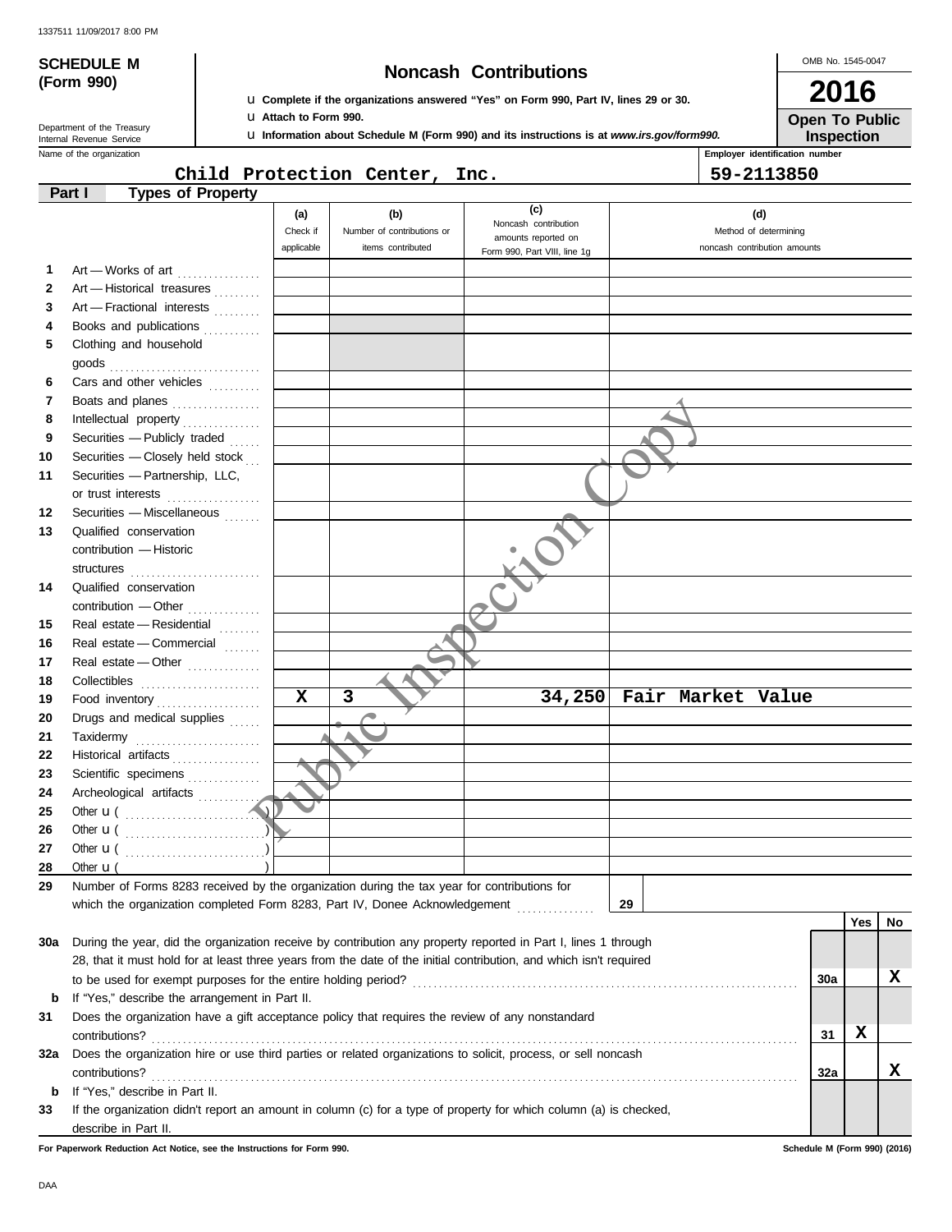1337511 11/09/2017 8:00 PM

**SCHEDULE M (Form 990)**

Department of the Treasury
Internal Revenue Service

# Noncash Contributions

u **Complete if the organizations answered "Yes" on Form 990, Part IV, lines 29 or 30.**
u **Attach to Form 990.**
u **Information about Schedule M (Form 990) and its instructions is at *www.irs.gov/form990.***

OMB No. 1545-0047

**2016**

**Open To Public Inspection**

Name of the organization: **Child Protection Center, Inc.**

Employer identification number: **59-2113850**

**Part I — Types of Property**

| | | (a) Check if applicable | (b) Number of contributions or items contributed | (c) Noncash contribution amounts reported on Form 990, Part VIII, line 1g | (d) Method of determining noncash contribution amounts |
|---|---|---|---|---|---|
| 1 | Art — Works of art | | | | |
| 2 | Art — Historical treasures | | | | |
| 3 | Art — Fractional interests | | | | |
| 4 | Books and publications | | | | |
| 5 | Clothing and household goods | | | | |
| 6 | Cars and other vehicles | | | | |
| 7 | Boats and planes | | | | |
| 8 | Intellectual property | | | | |
| 9 | Securities — Publicly traded | | | | |
| 10 | Securities — Closely held stock | | | | |
| 11 | Securities — Partnership, LLC, or trust interests | | | | |
| 12 | Securities — Miscellaneous | | | | |
| 13 | Qualified conservation contribution — Historic structures | | | | |
| 14 | Qualified conservation contribution — Other | | | | |
| 15 | Real estate — Residential | | | | |
| 16 | Real estate — Commercial | | | | |
| 17 | Real estate — Other | | | | |
| 18 | Collectibles | | | | |
| 19 | Food inventory | X | 3 | 34,250 | Fair Market Value |
| 20 | Drugs and medical supplies | | | | |
| 21 | Taxidermy | | | | |
| 22 | Historical artifacts | | | | |
| 23 | Scientific specimens | | | | |
| 24 | Archeological artifacts | | | | |
| 25 | Other u ( ) | | | | |
| 26 | Other u ( ) | | | | |
| 27 | Other u ( ) | | | | |
| 28 | Other u ( ) | | | | |

29 Number of Forms 8283 received by the organization during the tax year for contributions for which the organization completed Form 8283, Part IV, Donee Acknowledgement ..... 29

| | | | Yes | No |
|---|---|---|---|---|
| 30a | During the year, did the organization receive by contribution any property reported in Part I, lines 1 through 28, that it must hold for at least three years from the date of the initial contribution, and which isn't required to be used for exempt purposes for the entire holding period? | 30a | | X |
| b | If "Yes," describe the arrangement in Part II. | | | |
| 31 | Does the organization have a gift acceptance policy that requires the review of any nonstandard contributions? | 31 | X | |
| 32a | Does the organization hire or use third parties or related organizations to solicit, process, or sell noncash contributions? | 32a | | X |
| b | If "Yes," describe in Part II. | | | |
| 33 | If the organization didn't report an amount in column (c) for a type of property for which column (a) is checked, describe in Part II. | | | |

**For Paperwork Reduction Act Notice, see the Instructions for Form 990.** **Schedule M (Form 990) (2016)**

DAA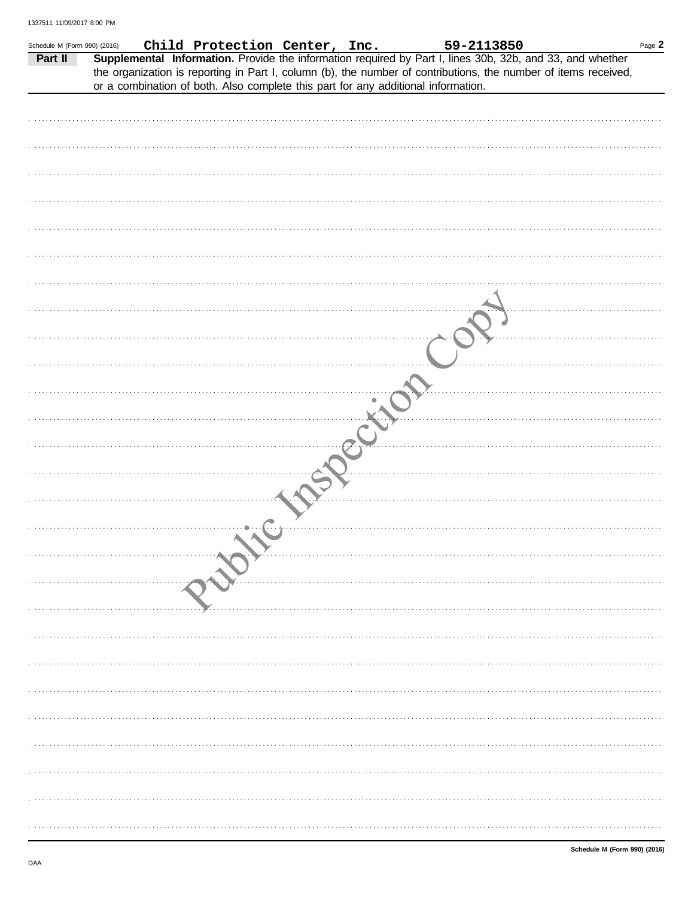1337511 11/09/2017 8:00 PM

Schedule M (Form 990) (2016) **Child Protection Center, Inc.** **59-2113850**

**Part II** **Supplemental Information.** Provide the information required by Part I, lines 30b, 32b, and 33, and whether the organization is reporting in Part I, column (b), the number of contributions, the number of items received, or a combination of both. Also complete this part for any additional information.

Public Inspection Copy

**Schedule M (Form 990) (2016)**

DAA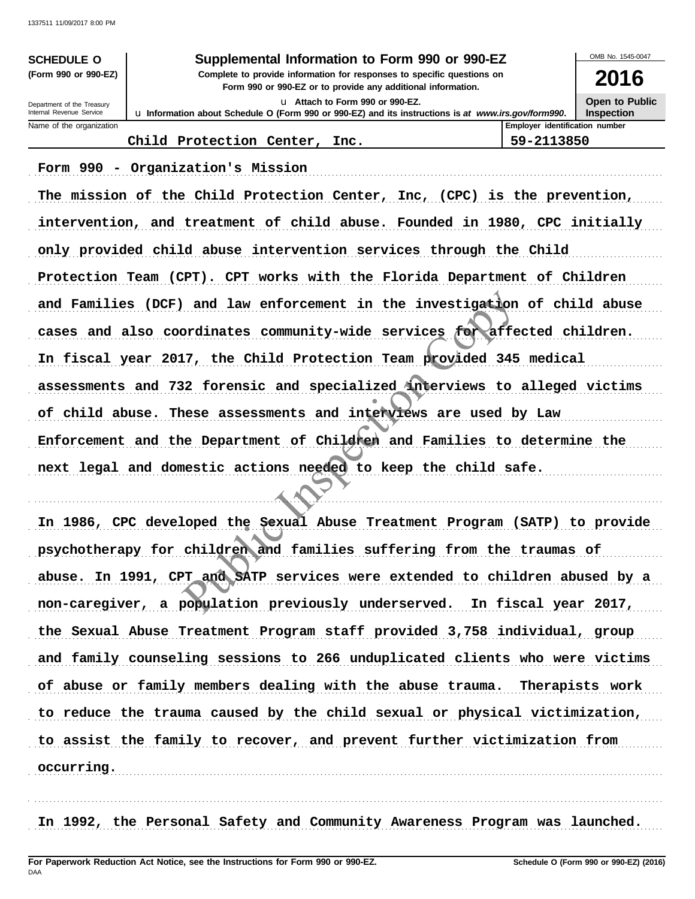**SCHEDULE O**
**(Form 990 or 990-EZ)**

Department of the Treasury
Internal Revenue Service

# Supplemental Information to Form 990 or 990-EZ

**Complete to provide information for responses to specific questions on Form 990 or 990-EZ or to provide any additional information.**

u Attach to Form 990 or 990-EZ.

u Information about Schedule O (Form 990 or 990-EZ) and its instructions is at *www.irs.gov/form990*.

OMB No. 1545-0047

**2016**

**Open to Public Inspection**

| Name of the organization | Employer identification number |
| --- | --- |
| Child Protection Center, Inc. | 59-2113850 |

Form 990 - Organization's Mission

The mission of the Child Protection Center, Inc, (CPC) is the prevention, intervention, and treatment of child abuse. Founded in 1980, CPC initially only provided child abuse intervention services through the Child Protection Team (CPT). CPT works with the Florida Department of Children and Families (DCF) and law enforcement in the investigation of child abuse cases and also coordinates community-wide services for affected children. In fiscal year 2017, the Child Protection Team provided 345 medical assessments and 732 forensic and specialized interviews to alleged victims of child abuse. These assessments and interviews are used by Law Enforcement and the Department of Children and Families to determine the next legal and domestic actions needed to keep the child safe.

In 1986, CPC developed the Sexual Abuse Treatment Program (SATP) to provide psychotherapy for children and families suffering from the traumas of abuse. In 1991, CPT and SATP services were extended to children abused by a non-caregiver, a population previously underserved. In fiscal year 2017, the Sexual Abuse Treatment Program staff provided 3,758 individual, group and family counseling sessions to 266 unduplicated clients who were victims of abuse or family members dealing with the abuse trauma. Therapists work to reduce the trauma caused by the child sexual or physical victimization, to assist the family to recover, and prevent further victimization from occurring.

In 1992, the Personal Safety and Community Awareness Program was launched.

**For Paperwork Reduction Act Notice, see the Instructions for Form 990 or 990-EZ.**

DAA

**Schedule O (Form 990 or 990-EZ) (2016)**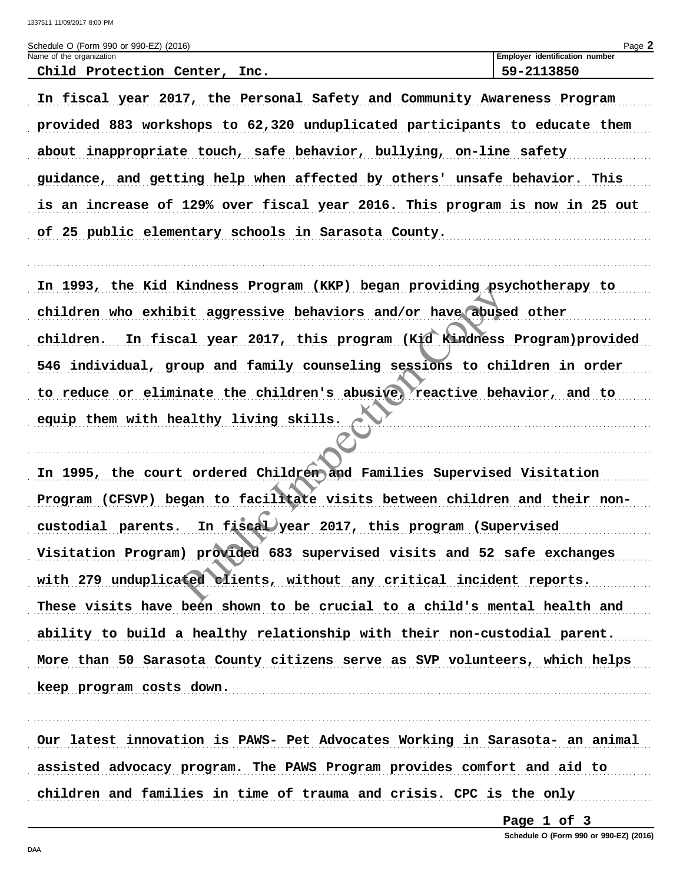Schedule O (Form 990 or 990-EZ) (2016)

| Name of the organization | Employer identification number |
| --- | --- |
| Child Protection Center, Inc. | 59-2113850 |

In fiscal year 2017, the Personal Safety and Community Awareness Program provided 883 workshops to 62,320 unduplicated participants to educate them about inappropriate touch, safe behavior, bullying, on-line safety guidance, and getting help when affected by others' unsafe behavior. This is an increase of 129% over fiscal year 2016. This program is now in 25 out of 25 public elementary schools in Sarasota County.

In 1993, the Kid Kindness Program (KKP) began providing psychotherapy to children who exhibit aggressive behaviors and/or have abused other children. In fiscal year 2017, this program (Kid Kindness Program)provided 546 individual, group and family counseling sessions to children in order to reduce or eliminate the children's abusive, reactive behavior, and to equip them with healthy living skills.

In 1995, the court ordered Children and Families Supervised Visitation Program (CFSVP) began to facilitate visits between children and their non-custodial parents. In fiscal year 2017, this program (Supervised Visitation Program) provided 683 supervised visits and 52 safe exchanges with 279 unduplicated clients, without any critical incident reports. These visits have been shown to be crucial to a child's mental health and ability to build a healthy relationship with their non-custodial parent. More than 50 Sarasota County citizens serve as SVP volunteers, which helps keep program costs down.

Our latest innovation is PAWS- Pet Advocates Working in Sarasota- an animal assisted advocacy program. The PAWS Program provides comfort and aid to children and families in time of trauma and crisis. CPC is the only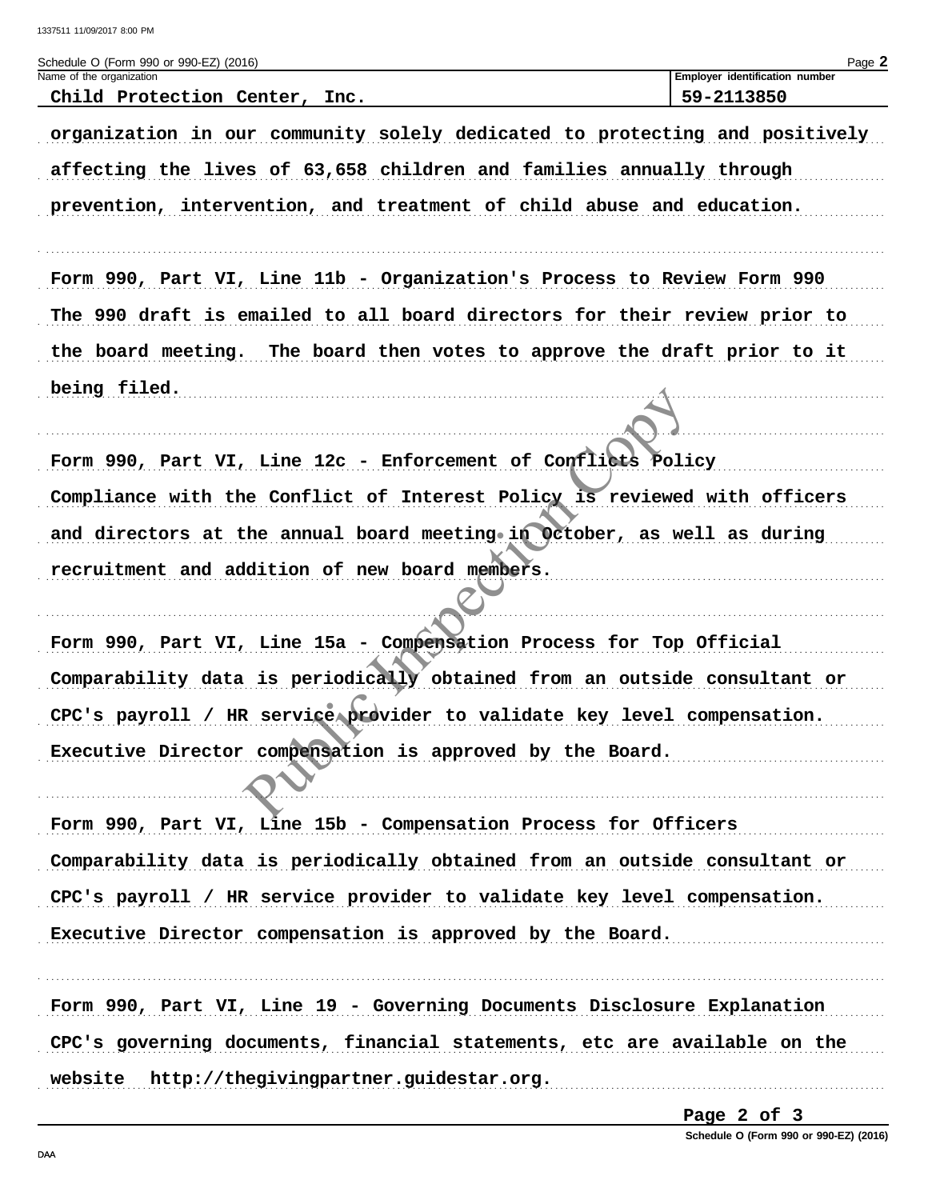Schedule O (Form 990 or 990-EZ) (2016)

| Name of the organization | Employer identification number |
|---|---|
| Child Protection Center, Inc. | 59-2113850 |

organization in our community solely dedicated to protecting and positively affecting the lives of 63,658 children and families annually through prevention, intervention, and treatment of child abuse and education.

Form 990, Part VI, Line 11b - Organization's Process to Review Form 990
The 990 draft is emailed to all board directors for their review prior to the board meeting. The board then votes to approve the draft prior to it being filed.

Form 990, Part VI, Line 12c - Enforcement of Conflicts Policy
Compliance with the Conflict of Interest Policy is reviewed with officers and directors at the annual board meeting in October, as well as during recruitment and addition of new board members.

Form 990, Part VI, Line 15a - Compensation Process for Top Official
Comparability data is periodically obtained from an outside consultant or CPC's payroll / HR service provider to validate key level compensation. Executive Director compensation is approved by the Board.

Form 990, Part VI, Line 15b - Compensation Process for Officers
Comparability data is periodically obtained from an outside consultant or CPC's payroll / HR service provider to validate key level compensation. Executive Director compensation is approved by the Board.

Form 990, Part VI, Line 19 - Governing Documents Disclosure Explanation
CPC's governing documents, financial statements, etc are available on the website http://thegivingpartner.guidestar.org.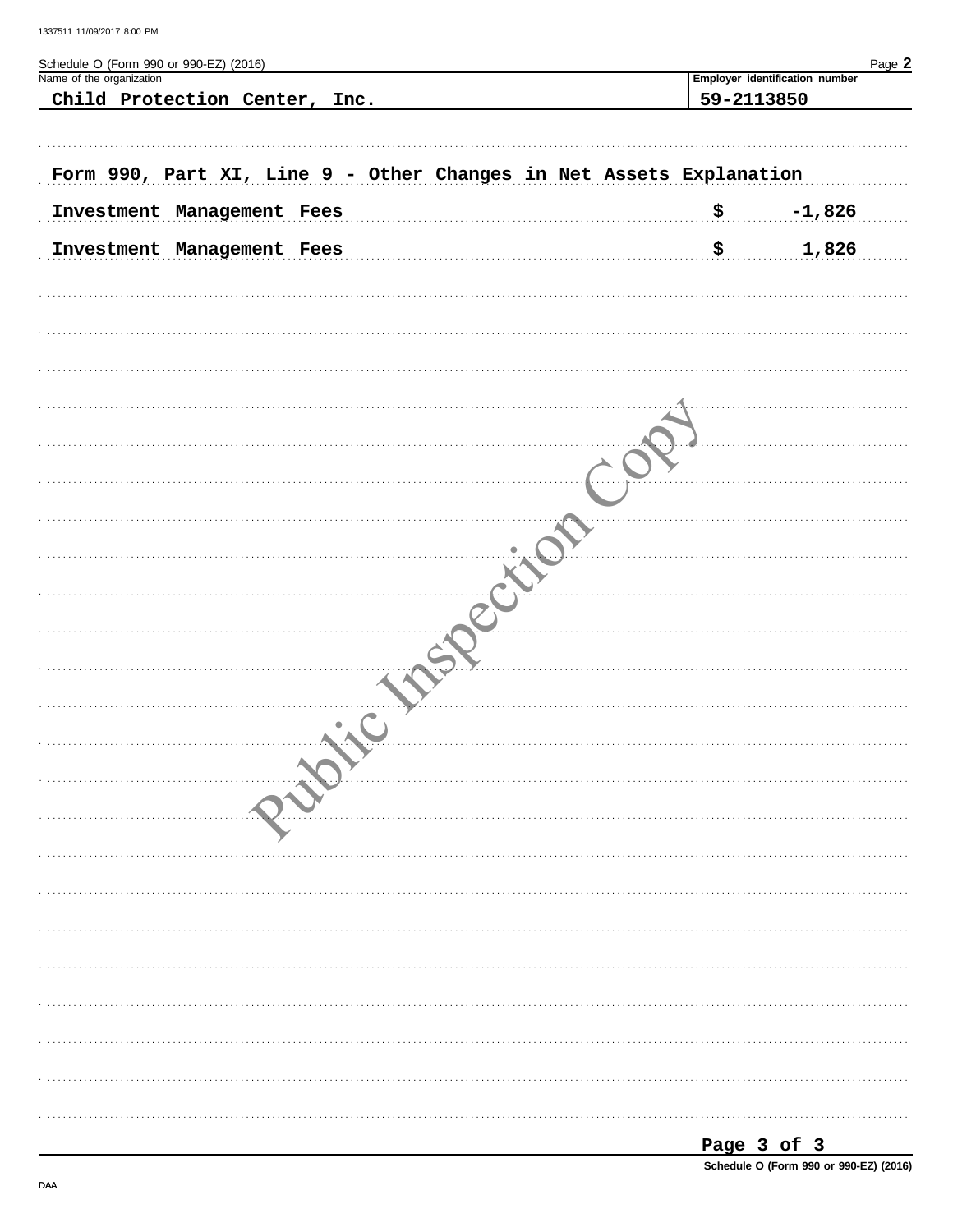Schedule O (Form 990 or 990-EZ) (2016) Page **2**

| Name of the organization | Employer identification number |
|---|---|
| **Child Protection Center, Inc.** | **59-2113850** |

**Form 990, Part XI, Line 9 - Other Changes in Net Assets Explanation**

| | | |
|---|---|---|
| Investment Management Fees | $ | -1,826 |
| Investment Management Fees | $ | 1,826 |

Public Inspection Copy

**Schedule O (Form 990 or 990-EZ) (2016)**